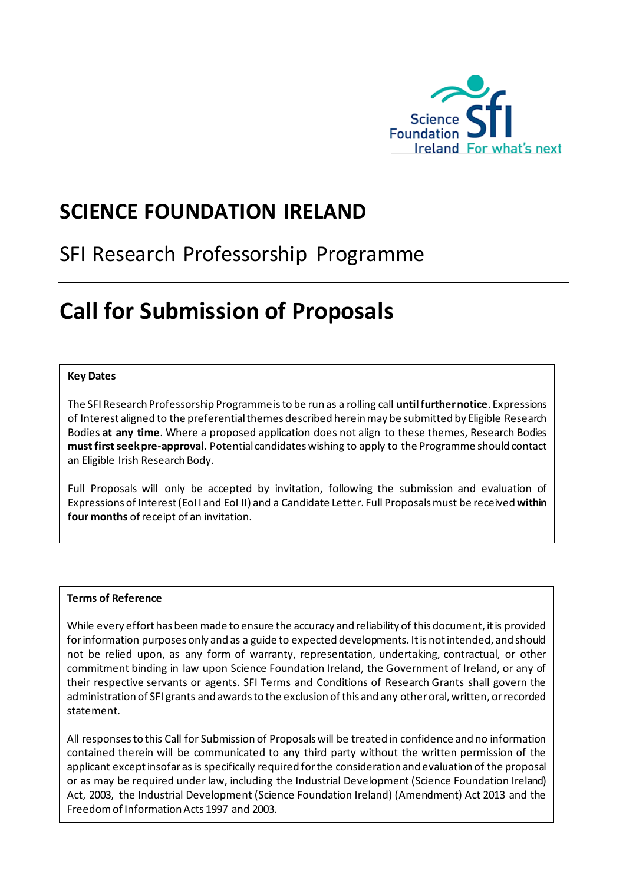# SCIENCE FOUNDATION IRELAND

## SFI Research Professorship Programme

# Call for Submission of Proposals

**Key Dates**

The SFI Research Professorship Programme is to be run as a rolling call **until further notice**. Expressions of Interest aligned to the preferential themes described herein may be submitted by Eligible Research Bodies **at any time**. Where a proposed application does not align to these themes, Research Bodies **must first seek pre-approval**. Potential candidates wishing to apply to the Programme should contact an Eligible Irish Research Body.

Full Proposals will only be accepted by invitation, following the submission and evaluation of Expressions of Interest (EoI I and EoI II) and a Candidate Letter. Full Proposals must be received **within four months** of receipt of an invitation.

**Terms of Reference**

While every effort has been made to ensure the accuracy and reliability of this document, it is provided for information purposes only and as a guide to expected developments. It is not intended, and should not be relied upon, as any form of warranty, representation, undertaking, contractual, or other commitment binding in law upon Science Foundation Ireland, the Government of Ireland, or any of their respective servants or agents. SFI Terms and Conditions of Research Grants shall govern the administration of SFI grants and awards to the exclusion of this and any other oral, written, or recorded statement.

All responses to this Call for Submission of Proposals will be treated in confidence and no information contained therein will be communicated to any third party without the written permission of the applicant except insofar as is specifically required for the consideration and evaluation of the proposal or as may be required under law, including the Industrial Development (Science Foundation Ireland) Act, 2003, the Industrial Development (Science Foundation Ireland) (Amendment) Act 2013 and the Freedom of Information Acts 1997 and 2003.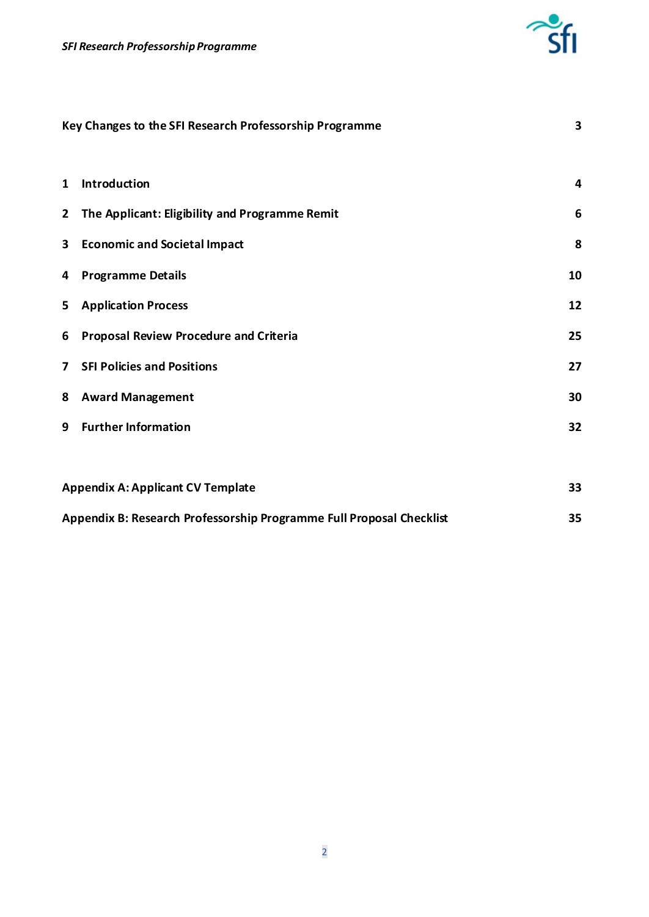| | |
|---|---|
| **Key Changes to the SFI Research Professorship Programme** | **3** |
| **1 Introduction** | **4** |
| **2 The Applicant: Eligibility and Programme Remit** | **6** |
| **3 Economic and Societal Impact** | **8** |
| **4 Programme Details** | **10** |
| **5 Application Process** | **12** |
| **6 Proposal Review Procedure and Criteria** | **25** |
| **7 SFI Policies and Positions** | **27** |
| **8 Award Management** | **30** |
| **9 Further Information** | **32** |
| **Appendix A: Applicant CV Template** | **33** |
| **Appendix B: Research Professorship Programme Full Proposal Checklist** | **35** |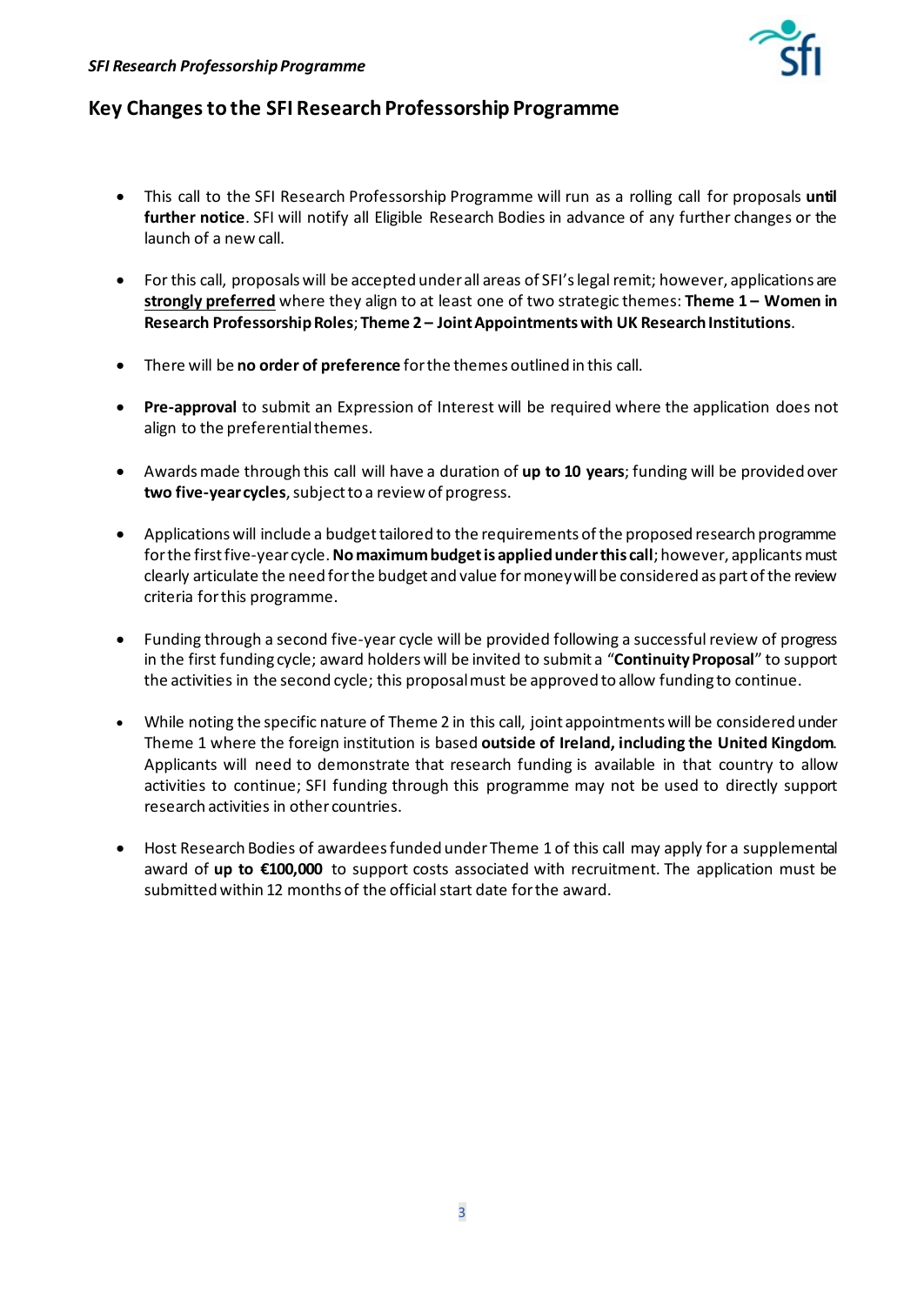## Key Changes to the SFI Research Professorship Programme

- This call to the SFI Research Professorship Programme will run as a rolling call for proposals **until further notice**. SFI will notify all Eligible Research Bodies in advance of any further changes or the launch of a new call.
- For this call, proposals will be accepted under all areas of SFI's legal remit; however, applications are **strongly preferred** where they align to at least one of two strategic themes: **Theme 1 – Women in Research Professorship Roles**; **Theme 2 – Joint Appointments with UK Research Institutions**.
- There will be **no order of preference** for the themes outlined in this call.
- **Pre-approval** to submit an Expression of Interest will be required where the application does not align to the preferential themes.
- Awards made through this call will have a duration of **up to 10 years**; funding will be provided over **two five-year cycles**, subject to a review of progress.
- Applications will include a budget tailored to the requirements of the proposed research programme for the first five-year cycle. **No maximum budget is applied under this call**; however, applicants must clearly articulate the need for the budget and value for money will be considered as part of the review criteria for this programme.
- Funding through a second five-year cycle will be provided following a successful review of progress in the first funding cycle; award holders will be invited to submit a "**Continuity Proposal**" to support the activities in the second cycle; this proposal must be approved to allow funding to continue.
- While noting the specific nature of Theme 2 in this call, joint appointments will be considered under Theme 1 where the foreign institution is based **outside of Ireland, including the United Kingdom**. Applicants will need to demonstrate that research funding is available in that country to allow activities to continue; SFI funding through this programme may not be used to directly support research activities in other countries.
- Host Research Bodies of awardees funded under Theme 1 of this call may apply for a supplemental award of **up to €100,000** to support costs associated with recruitment. The application must be submitted within 12 months of the official start date for the award.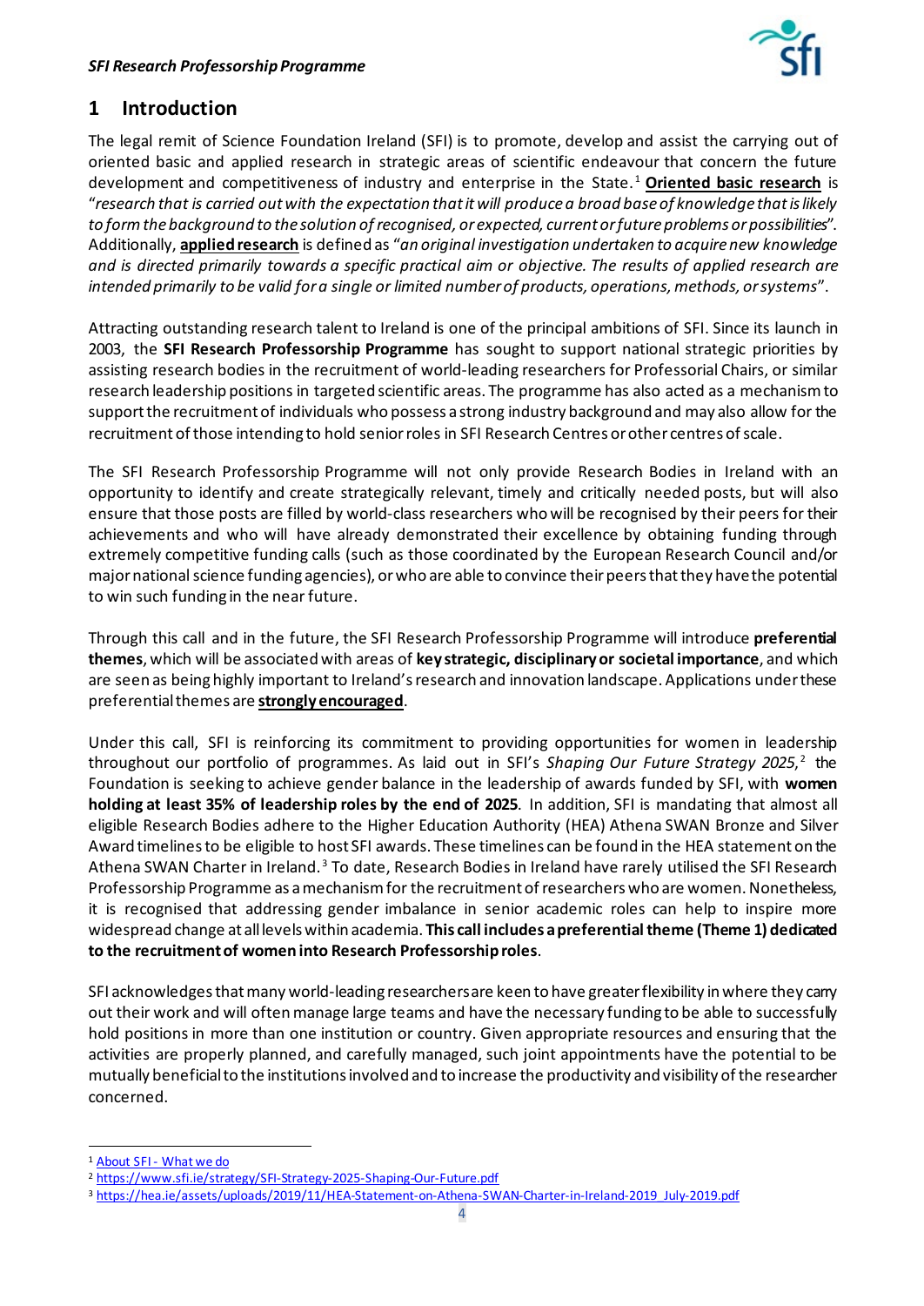## 1 Introduction

The legal remit of Science Foundation Ireland (SFI) is to promote, develop and assist the carrying out of oriented basic and applied research in strategic areas of scientific endeavour that concern the future development and competitiveness of industry and enterprise in the State.[1] **Oriented basic research** is "*research that is carried out with the expectation that it will produce a broad base of knowledge that is likely to form the background to the solution of recognised, or expected, current or future problems or possibilities*". Additionally, **applied research** is defined as "*an original investigation undertaken to acquire new knowledge and is directed primarily towards a specific practical aim or objective. The results of applied research are intended primarily to be valid for a single or limited number of products, operations, methods, or systems*".

Attracting outstanding research talent to Ireland is one of the principal ambitions of SFI. Since its launch in 2003, the **SFI Research Professorship Programme** has sought to support national strategic priorities by assisting research bodies in the recruitment of world-leading researchers for Professorial Chairs, or similar research leadership positions in targeted scientific areas. The programme has also acted as a mechanism to support the recruitment of individuals who possess a strong industry background and may also allow for the recruitment of those intending to hold senior roles in SFI Research Centres or other centres of scale.

The SFI Research Professorship Programme will not only provide Research Bodies in Ireland with an opportunity to identify and create strategically relevant, timely and critically needed posts, but will also ensure that those posts are filled by world-class researchers who will be recognised by their peers for their achievements and who will have already demonstrated their excellence by obtaining funding through extremely competitive funding calls (such as those coordinated by the European Research Council and/or major national science funding agencies), or who are able to convince their peers that they have the potential to win such funding in the near future.

Through this call and in the future, the SFI Research Professorship Programme will introduce **preferential themes**, which will be associated with areas of **key strategic, disciplinary or societal importance**, and which are seen as being highly important to Ireland's research and innovation landscape. Applications under these preferential themes are **strongly encouraged**.

Under this call, SFI is reinforcing its commitment to providing opportunities for women in leadership throughout our portfolio of programmes. As laid out in SFI's *Shaping Our Future Strategy 2025*,[2] the Foundation is seeking to achieve gender balance in the leadership of awards funded by SFI, with **women holding at least 35% of leadership roles by the end of 2025**. In addition, SFI is mandating that almost all eligible Research Bodies adhere to the Higher Education Authority (HEA) Athena SWAN Bronze and Silver Award timelines to be eligible to host SFI awards. These timelines can be found in the HEA statement on the Athena SWAN Charter in Ireland.[3] To date, Research Bodies in Ireland have rarely utilised the SFI Research Professorship Programme as a mechanism for the recruitment of researchers who are women. Nonetheless, it is recognised that addressing gender imbalance in senior academic roles can help to inspire more widespread change at all levels within academia. **This call includes a preferential theme (Theme 1) dedicated to the recruitment of women into Research Professorship roles**.

SFI acknowledges that many world-leading researchers are keen to have greater flexibility in where they carry out their work and will often manage large teams and have the necessary funding to be able to successfully hold positions in more than one institution or country. Given appropriate resources and ensuring that the activities are properly planned, and carefully managed, such joint appointments have the potential to be mutually beneficial to the institutions involved and to increase the productivity and visibility of the researcher concerned.

---

[1] About SFI - What we do

[2] https://www.sfi.ie/strategy/SFI-Strategy-2025-Shaping-Our-Future.pdf

[3] https://hea.ie/assets/uploads/2019/11/HEA-Statement-on-Athena-SWAN-Charter-in-Ireland-2019_July-2019.pdf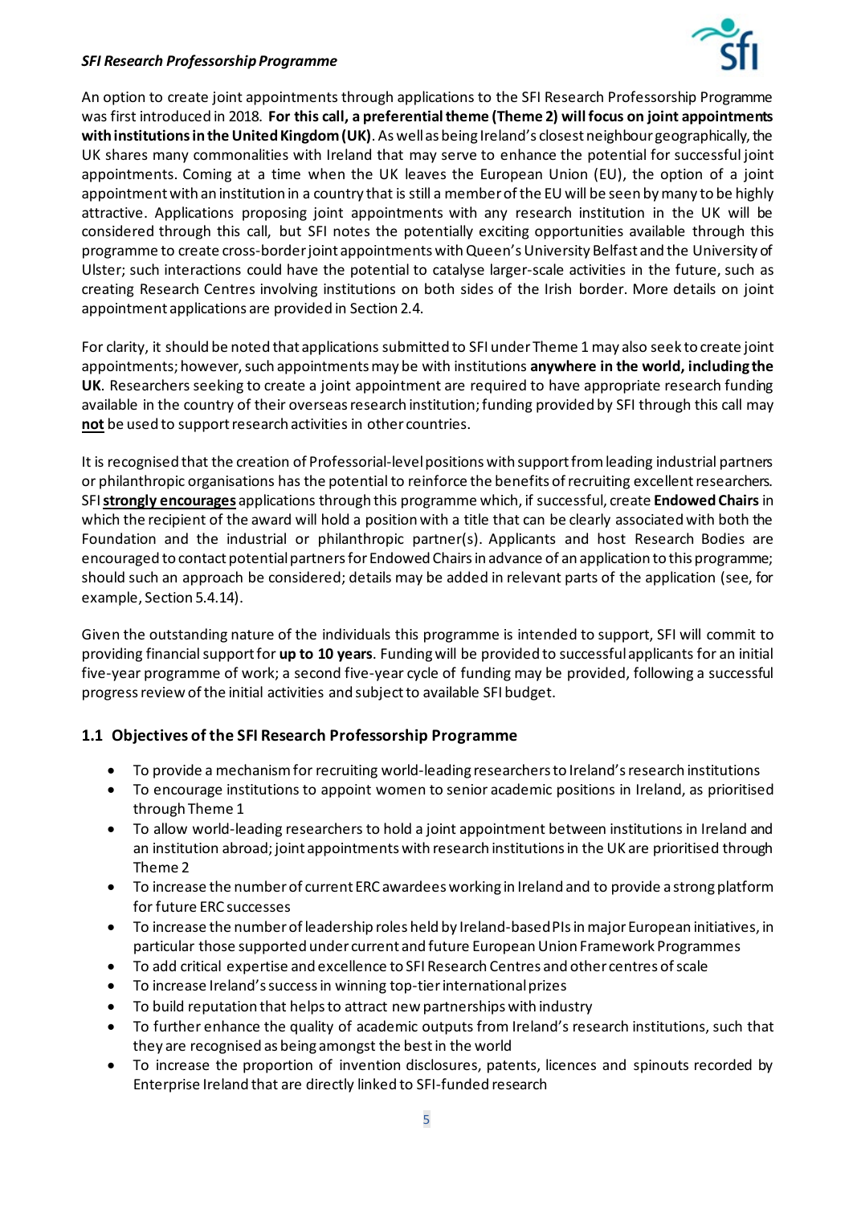An option to create joint appointments through applications to the SFI Research Professorship Programme was first introduced in 2018. **For this call, a preferential theme (Theme 2) will focus on joint appointments with institutions in the United Kingdom (UK)**. As well as being Ireland's closest neighbour geographically, the UK shares many commonalities with Ireland that may serve to enhance the potential for successful joint appointments. Coming at a time when the UK leaves the European Union (EU), the option of a joint appointment with an institution in a country that is still a member of the EU will be seen by many to be highly attractive. Applications proposing joint appointments with any research institution in the UK will be considered through this call, but SFI notes the potentially exciting opportunities available through this programme to create cross-border joint appointments with Queen's University Belfast and the University of Ulster; such interactions could have the potential to catalyse larger-scale activities in the future, such as creating Research Centres involving institutions on both sides of the Irish border. More details on joint appointment applications are provided in Section 2.4.

For clarity, it should be noted that applications submitted to SFI under Theme 1 may also seek to create joint appointments; however, such appointments may be with institutions **anywhere in the world, including the UK**. Researchers seeking to create a joint appointment are required to have appropriate research funding available in the country of their overseas research institution; funding provided by SFI through this call may **not** be used to support research activities in other countries.

It is recognised that the creation of Professorial-level positions with support from leading industrial partners or philanthropic organisations has the potential to reinforce the benefits of recruiting excellent researchers. SFI **strongly encourages** applications through this programme which, if successful, create **Endowed Chairs** in which the recipient of the award will hold a position with a title that can be clearly associated with both the Foundation and the industrial or philanthropic partner(s). Applicants and host Research Bodies are encouraged to contact potential partners for Endowed Chairs in advance of an application to this programme; should such an approach be considered; details may be added in relevant parts of the application (see, for example, Section 5.4.14).

Given the outstanding nature of the individuals this programme is intended to support, SFI will commit to providing financial support for **up to 10 years**. Funding will be provided to successful applicants for an initial five-year programme of work; a second five-year cycle of funding may be provided, following a successful progress review of the initial activities and subject to available SFI budget.

## 1.1 Objectives of the SFI Research Professorship Programme

- To provide a mechanism for recruiting world-leading researchers to Ireland's research institutions
- To encourage institutions to appoint women to senior academic positions in Ireland, as prioritised through Theme 1
- To allow world-leading researchers to hold a joint appointment between institutions in Ireland and an institution abroad; joint appointments with research institutions in the UK are prioritised through Theme 2
- To increase the number of current ERC awardees working in Ireland and to provide a strong platform for future ERC successes
- To increase the number of leadership roles held by Ireland-based PIs in major European initiatives, in particular those supported under current and future European Union Framework Programmes
- To add critical expertise and excellence to SFI Research Centres and other centres of scale
- To increase Ireland's success in winning top-tier international prizes
- To build reputation that helps to attract new partnerships with industry
- To further enhance the quality of academic outputs from Ireland's research institutions, such that they are recognised as being amongst the best in the world
- To increase the proportion of invention disclosures, patents, licences and spinouts recorded by Enterprise Ireland that are directly linked to SFI-funded research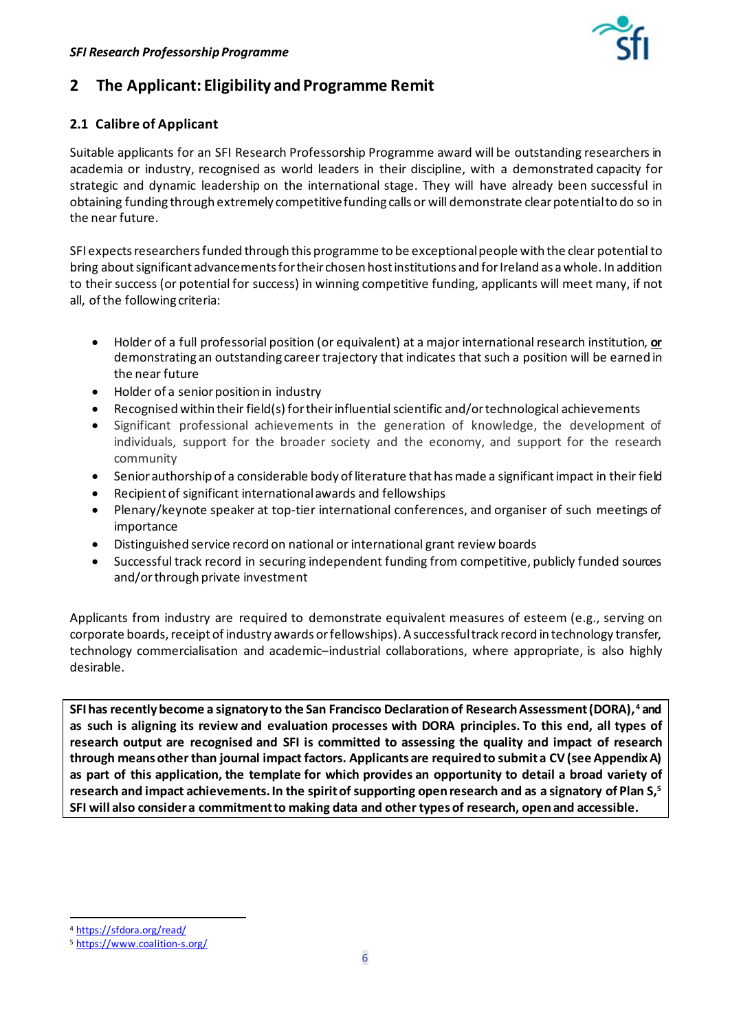## 2 The Applicant: Eligibility and Programme Remit

### 2.1 Calibre of Applicant

Suitable applicants for an SFI Research Professorship Programme award will be outstanding researchers in academia or industry, recognised as world leaders in their discipline, with a demonstrated capacity for strategic and dynamic leadership on the international stage. They will have already been successful in obtaining funding through extremely competitive funding calls or will demonstrate clear potential to do so in the near future.

SFI expects researchers funded through this programme to be exceptional people with the clear potential to bring about significant advancements for their chosen host institutions and for Ireland as a whole. In addition to their success (or potential for success) in winning competitive funding, applicants will meet many, if not all, of the following criteria:

- Holder of a full professorial position (or equivalent) at a major international research institution, **or** demonstrating an outstanding career trajectory that indicates that such a position will be earned in the near future
- Holder of a senior position in industry
- Recognised within their field(s) for their influential scientific and/or technological achievements
- Significant professional achievements in the generation of knowledge, the development of individuals, support for the broader society and the economy, and support for the research community
- Senior authorship of a considerable body of literature that has made a significant impact in their field
- Recipient of significant international awards and fellowships
- Plenary/keynote speaker at top-tier international conferences, and organiser of such meetings of importance
- Distinguished service record on national or international grant review boards
- Successful track record in securing independent funding from competitive, publicly funded sources and/or through private investment

Applicants from industry are required to demonstrate equivalent measures of esteem (e.g., serving on corporate boards, receipt of industry awards or fellowships). A successful track record in technology transfer, technology commercialisation and academic–industrial collaborations, where appropriate, is also highly desirable.

**SFI has recently become a signatory to the San Francisco Declaration of Research Assessment (DORA),[4] and as such is aligning its review and evaluation processes with DORA principles. To this end, all types of research output are recognised and SFI is committed to assessing the quality and impact of research through means other than journal impact factors. Applicants are required to submit a CV (see Appendix A) as part of this application, the template for which provides an opportunity to detail a broad variety of research and impact achievements. In the spirit of supporting open research and as a signatory of Plan S,[5] SFI will also consider a commitment to making data and other types of research, open and accessible.**

---

[4] https://sfdora.org/read/

[5] https://www.coalition-s.org/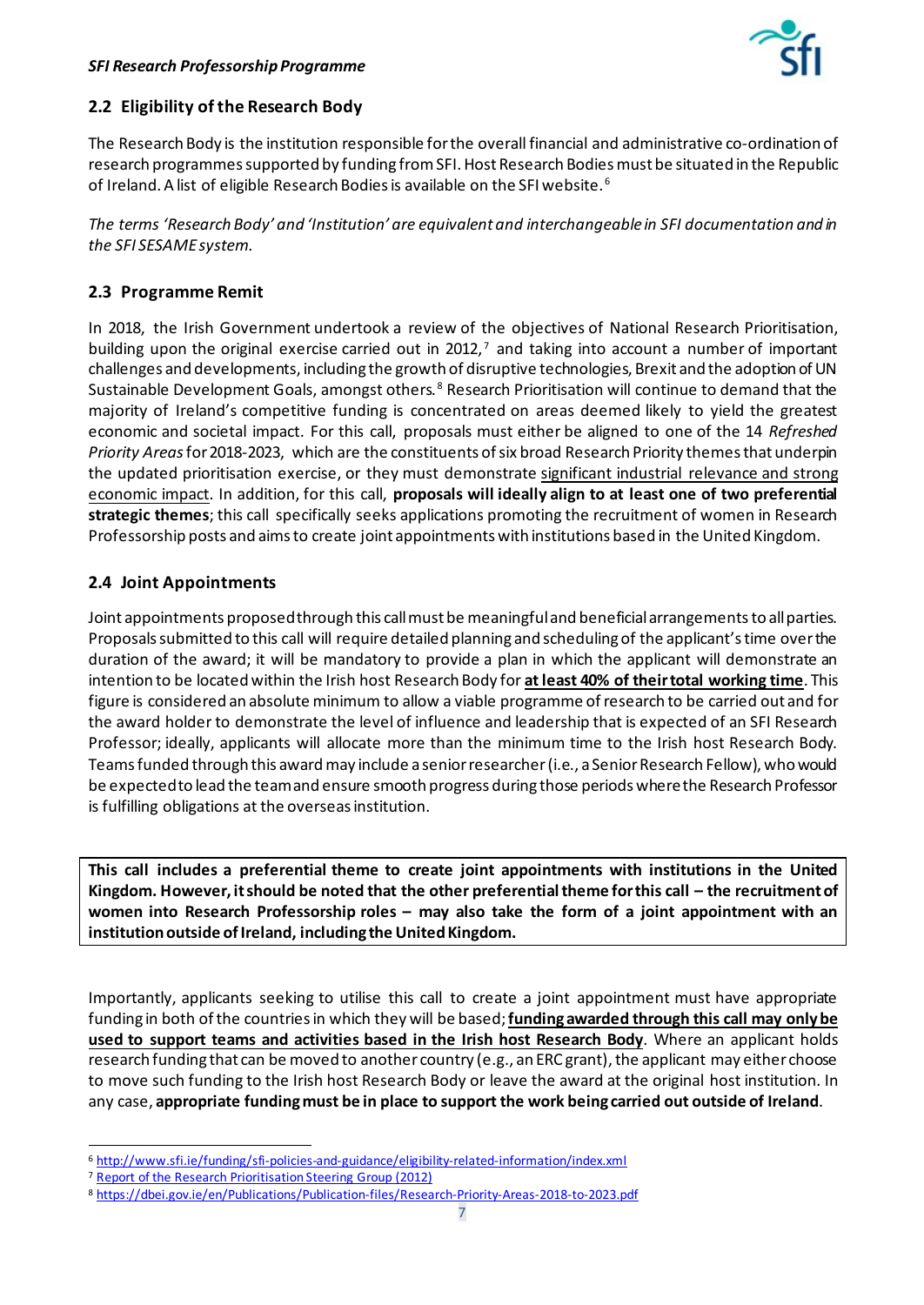## 2.2 Eligibility of the Research Body

The Research Body is the institution responsible for the overall financial and administrative co-ordination of research programmes supported by funding from SFI. Host Research Bodies must be situated in the Republic of Ireland. A list of eligible Research Bodies is available on the SFI website.[6]

*The terms 'Research Body' and 'Institution' are equivalent and interchangeable in SFI documentation and in the SFI SESAME system.*

## 2.3 Programme Remit

In 2018, the Irish Government undertook a review of the objectives of National Research Prioritisation, building upon the original exercise carried out in 2012,[7] and taking into account a number of important challenges and developments, including the growth of disruptive technologies, Brexit and the adoption of UN Sustainable Development Goals, amongst others.[8] Research Prioritisation will continue to demand that the majority of Ireland's competitive funding is concentrated on areas deemed likely to yield the greatest economic and societal impact. For this call, proposals must either be aligned to one of the 14 *Refreshed Priority Areas* for 2018-2023, which are the constituents of six broad Research Priority themes that underpin the updated prioritisation exercise, or they must demonstrate significant industrial relevance and strong economic impact. In addition, for this call, **proposals will ideally align to at least one of two preferential strategic themes**; this call specifically seeks applications promoting the recruitment of women in Research Professorship posts and aims to create joint appointments with institutions based in the United Kingdom.

## 2.4 Joint Appointments

Joint appointments proposed through this call must be meaningful and beneficial arrangements to all parties. Proposals submitted to this call will require detailed planning and scheduling of the applicant's time over the duration of the award; it will be mandatory to provide a plan in which the applicant will demonstrate an intention to be located within the Irish host Research Body for **at least 40% of their total working time**. This figure is considered an absolute minimum to allow a viable programme of research to be carried out and for the award holder to demonstrate the level of influence and leadership that is expected of an SFI Research Professor; ideally, applicants will allocate more than the minimum time to the Irish host Research Body. Teams funded through this award may include a senior researcher (i.e., a Senior Research Fellow), who would be expected to lead the team and ensure smooth progress during those periods where the Research Professor is fulfilling obligations at the overseas institution.

**This call includes a preferential theme to create joint appointments with institutions in the United Kingdom. However, it should be noted that the other preferential theme for this call – the recruitment of women into Research Professorship roles – may also take the form of a joint appointment with an institution outside of Ireland, including the United Kingdom.**

Importantly, applicants seeking to utilise this call to create a joint appointment must have appropriate funding in both of the countries in which they will be based; **funding awarded through this call may only be used to support teams and activities based in the Irish host Research Body**. Where an applicant holds research funding that can be moved to another country (e.g., an ERC grant), the applicant may either choose to move such funding to the Irish host Research Body or leave the award at the original host institution. In any case, **appropriate funding must be in place to support the work being carried out outside of Ireland**.

---

[6] http://www.sfi.ie/funding/sfi-policies-and-guidance/eligibility-related-information/index.xml

[7] Report of the Research Prioritisation Steering Group (2012)

[8] https://dbei.gov.ie/en/Publications/Publication-files/Research-Priority-Areas-2018-to-2023.pdf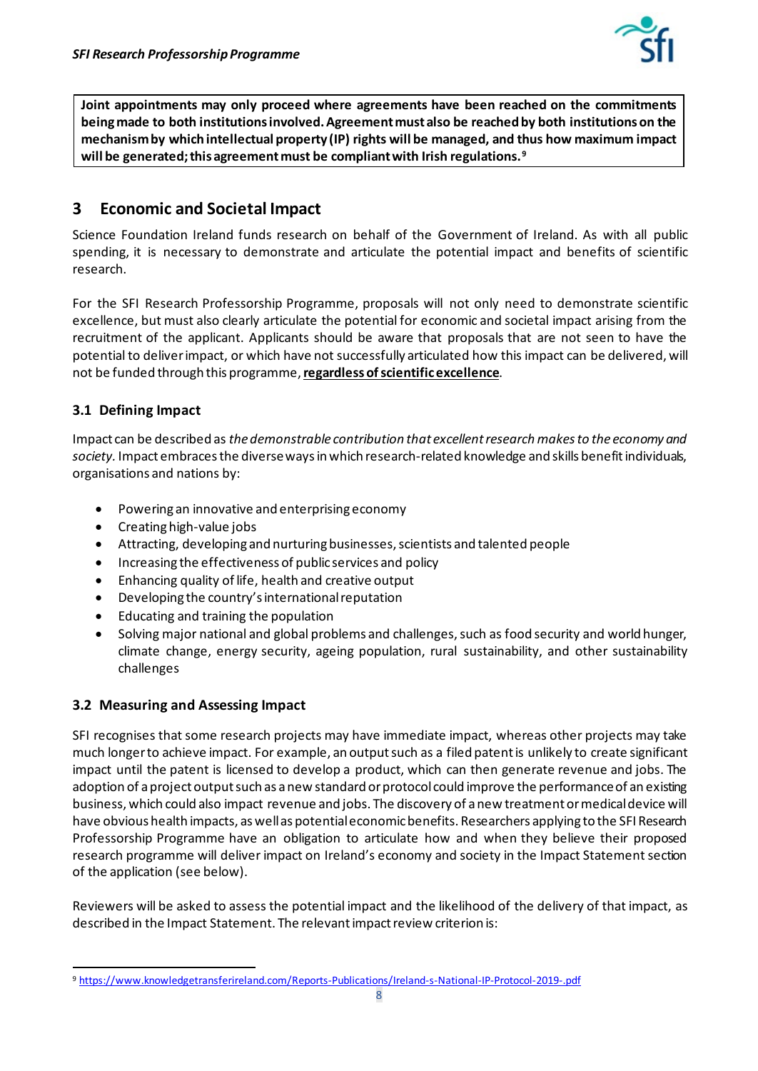**Joint appointments may only proceed where agreements have been reached on the commitments being made to both institutions involved. Agreement must also be reached by both institutions on the mechanism by which intellectual property (IP) rights will be managed, and thus how maximum impact will be generated; this agreement must be compliant with Irish regulations.**[9]

## 3 Economic and Societal Impact

Science Foundation Ireland funds research on behalf of the Government of Ireland. As with all public spending, it is necessary to demonstrate and articulate the potential impact and benefits of scientific research.

For the SFI Research Professorship Programme, proposals will not only need to demonstrate scientific excellence, but must also clearly articulate the potential for economic and societal impact arising from the recruitment of the applicant. Applicants should be aware that proposals that are not seen to have the potential to deliver impact, or which have not successfully articulated how this impact can be delivered, will not be funded through this programme, **regardless of scientific excellence**.

### 3.1 Defining Impact

Impact can be described as *the demonstrable contribution that excellent research makes to the economy and society.* Impact embraces the diverse ways in which research-related knowledge and skills benefit individuals, organisations and nations by:

- Powering an innovative and enterprising economy
- Creating high-value jobs
- Attracting, developing and nurturing businesses, scientists and talented people
- Increasing the effectiveness of public services and policy
- Enhancing quality of life, health and creative output
- Developing the country's international reputation
- Educating and training the population
- Solving major national and global problems and challenges, such as food security and world hunger, climate change, energy security, ageing population, rural sustainability, and other sustainability challenges

### 3.2 Measuring and Assessing Impact

SFI recognises that some research projects may have immediate impact, whereas other projects may take much longer to achieve impact. For example, an output such as a filed patent is unlikely to create significant impact until the patent is licensed to develop a product, which can then generate revenue and jobs. The adoption of a project output such as a new standard or protocol could improve the performance of an existing business, which could also impact revenue and jobs. The discovery of a new treatment or medical device will have obvious health impacts, as well as potential economic benefits. Researchers applying to the SFI Research Professorship Programme have an obligation to articulate how and when they believe their proposed research programme will deliver impact on Ireland's economy and society in the Impact Statement section of the application (see below).

Reviewers will be asked to assess the potential impact and the likelihood of the delivery of that impact, as described in the Impact Statement. The relevant impact review criterion is:

---

[9] https://www.knowledgetransferireland.com/Reports-Publications/Ireland-s-National-IP-Protocol-2019-.pdf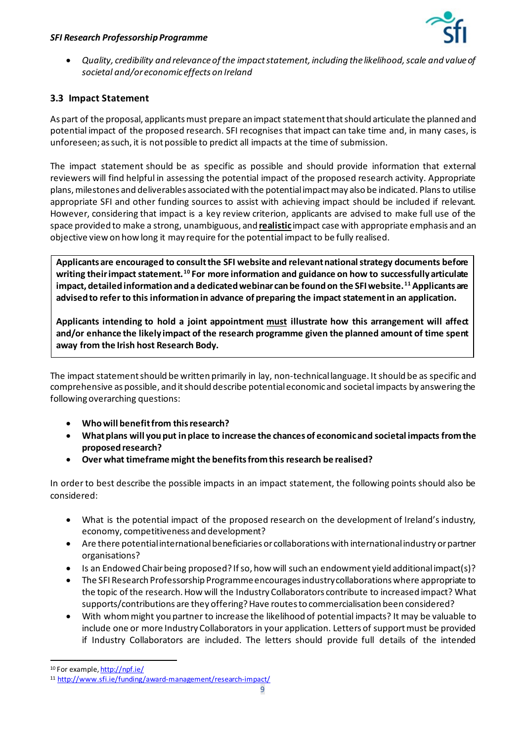- *Quality, credibility and relevance of the impact statement, including the likelihood, scale and value of societal and/or economic effects on Ireland*

### 3.3 Impact Statement

As part of the proposal, applicants must prepare an impact statement that should articulate the planned and potential impact of the proposed research. SFI recognises that impact can take time and, in many cases, is unforeseen; as such, it is not possible to predict all impacts at the time of submission.

The impact statement should be as specific as possible and should provide information that external reviewers will find helpful in assessing the potential impact of the proposed research activity. Appropriate plans, milestones and deliverables associated with the potential impact may also be indicated. Plans to utilise appropriate SFI and other funding sources to assist with achieving impact should be included if relevant. However, considering that impact is a key review criterion, applicants are advised to make full use of the space provided to make a strong, unambiguous, and **realistic** impact case with appropriate emphasis and an objective view on how long it may require for the potential impact to be fully realised.

> **Applicants are encouraged to consult the SFI website and relevant national strategy documents before writing their impact statement.[10] For more information and guidance on how to successfully articulate impact, detailed information and a dedicated webinar can be found on the SFI website.[11] Applicants are advised to refer to this information in advance of preparing the impact statement in an application.**
>
> **Applicants intending to hold a joint appointment must illustrate how this arrangement will affect and/or enhance the likely impact of the research programme given the planned amount of time spent away from the Irish host Research Body.**

The impact statement should be written primarily in lay, non-technical language. It should be as specific and comprehensive as possible, and it should describe potential economic and societal impacts by answering the following overarching questions:

- **Who will benefit from this research?**
- **What plans will you put in place to increase the chances of economic and societal impacts from the proposed research?**
- **Over what timeframe might the benefits from this research be realised?**

In order to best describe the possible impacts in an impact statement, the following points should also be considered:

- What is the potential impact of the proposed research on the development of Ireland's industry, economy, competitiveness and development?
- Are there potential international beneficiaries or collaborations with international industry or partner organisations?
- Is an Endowed Chair being proposed? If so, how will such an endowment yield additional impact(s)?
- The SFI Research Professorship Programme encourages industry collaborations where appropriate to the topic of the research. How will the Industry Collaborators contribute to increased impact? What supports/contributions are they offering? Have routes to commercialisation been considered?
- With whom might you partner to increase the likelihood of potential impacts? It may be valuable to include one or more Industry Collaborators in your application. Letters of support must be provided if Industry Collaborators are included. The letters should provide full details of the intended

---

[10] For example, http://npf.ie/

[11] http://www.sfi.ie/funding/award-management/research-impact/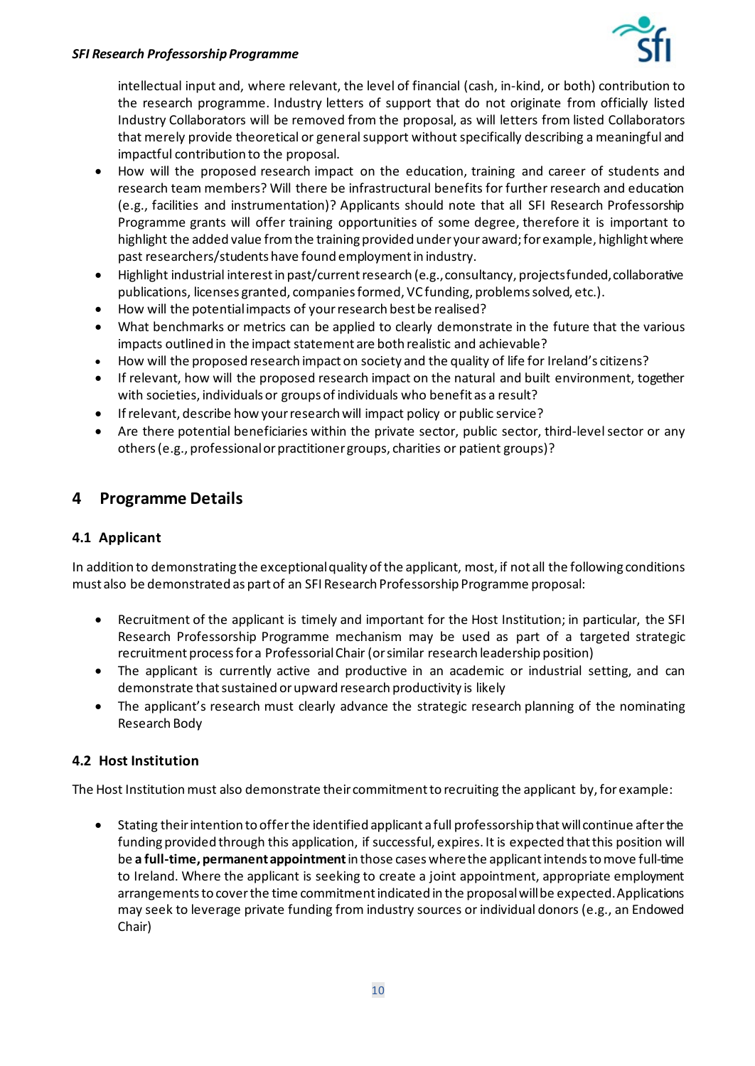intellectual input and, where relevant, the level of financial (cash, in-kind, or both) contribution to the research programme. Industry letters of support that do not originate from officially listed Industry Collaborators will be removed from the proposal, as will letters from listed Collaborators that merely provide theoretical or general support without specifically describing a meaningful and impactful contribution to the proposal.

- How will the proposed research impact on the education, training and career of students and research team members? Will there be infrastructural benefits for further research and education (e.g., facilities and instrumentation)? Applicants should note that all SFI Research Professorship Programme grants will offer training opportunities of some degree, therefore it is important to highlight the added value from the training provided under your award; for example, highlight where past researchers/students have found employment in industry.
- Highlight industrial interest in past/current research (e.g., consultancy, projects funded, collaborative publications, licenses granted, companies formed, VC funding, problems solved, etc.).
- How will the potential impacts of your research best be realised?
- What benchmarks or metrics can be applied to clearly demonstrate in the future that the various impacts outlined in the impact statement are both realistic and achievable?
- How will the proposed research impact on society and the quality of life for Ireland's citizens?
- If relevant, how will the proposed research impact on the natural and built environment, together with societies, individuals or groups of individuals who benefit as a result?
- If relevant, describe how your research will impact policy or public service?
- Are there potential beneficiaries within the private sector, public sector, third-level sector or any others (e.g., professional or practitioner groups, charities or patient groups)?

# 4 Programme Details

## 4.1 Applicant

In addition to demonstrating the exceptional quality of the applicant, most, if not all the following conditions must also be demonstrated as part of an SFI Research Professorship Programme proposal:

- Recruitment of the applicant is timely and important for the Host Institution; in particular, the SFI Research Professorship Programme mechanism may be used as part of a targeted strategic recruitment process for a Professorial Chair (or similar research leadership position)
- The applicant is currently active and productive in an academic or industrial setting, and can demonstrate that sustained or upward research productivity is likely
- The applicant's research must clearly advance the strategic research planning of the nominating Research Body

## 4.2 Host Institution

The Host Institution must also demonstrate their commitment to recruiting the applicant by, for example:

- Stating their intention to offer the identified applicant a full professorship that will continue after the funding provided through this application, if successful, expires. It is expected that this position will be **a full-time, permanent appointment** in those cases where the applicant intends to move full-time to Ireland. Where the applicant is seeking to create a joint appointment, appropriate employment arrangements to cover the time commitment indicated in the proposal will be expected. Applications may seek to leverage private funding from industry sources or individual donors (e.g., an Endowed Chair)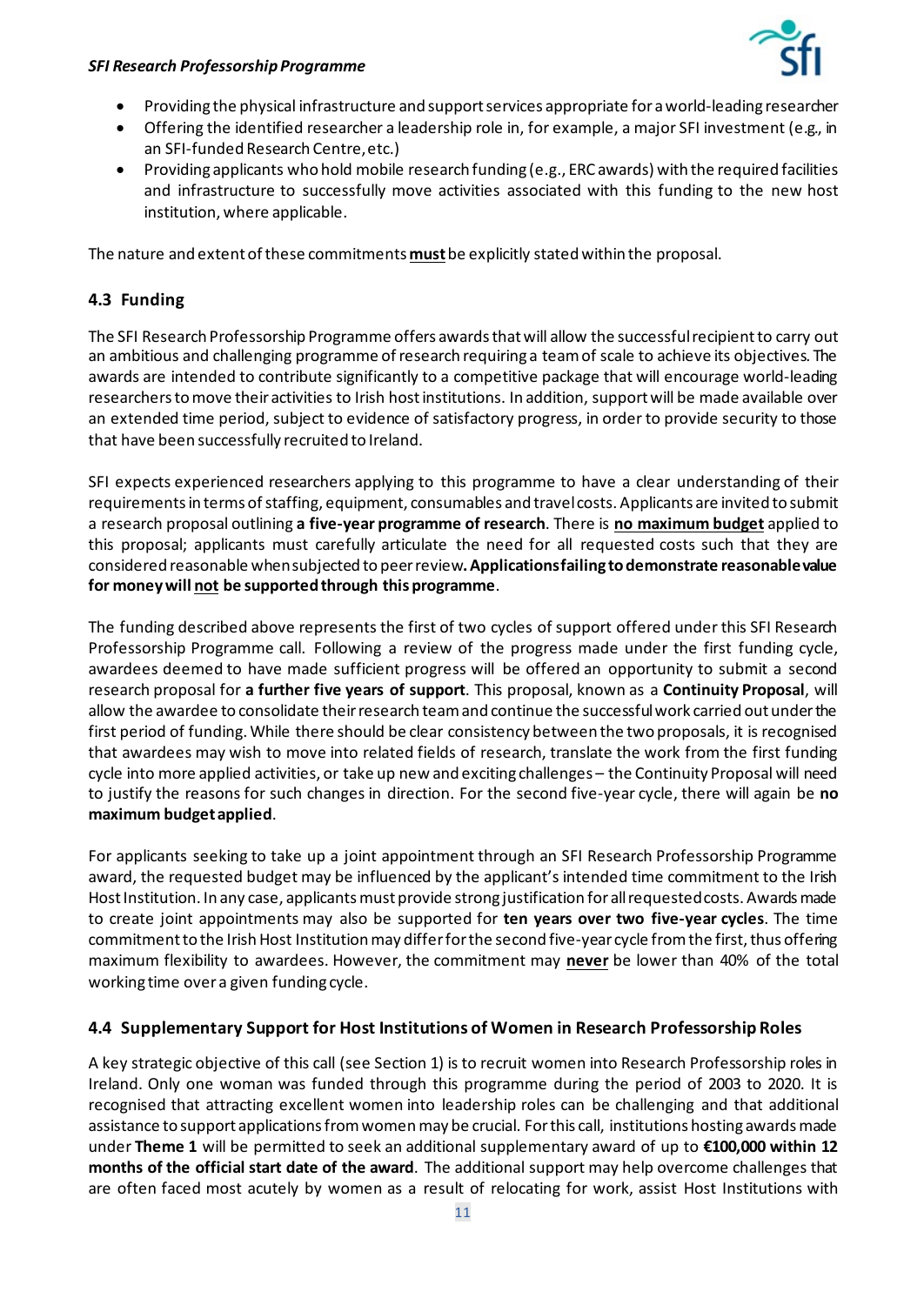- Providing the physical infrastructure and support services appropriate for a world-leading researcher
- Offering the identified researcher a leadership role in, for example, a major SFI investment (e.g., in an SFI-funded Research Centre, etc.)
- Providing applicants who hold mobile research funding (e.g., ERC awards) with the required facilities and infrastructure to successfully move activities associated with this funding to the new host institution, where applicable.

The nature and extent of these commitments **must** be explicitly stated within the proposal.

## 4.3 Funding

The SFI Research Professorship Programme offers awards that will allow the successful recipient to carry out an ambitious and challenging programme of research requiring a team of scale to achieve its objectives. The awards are intended to contribute significantly to a competitive package that will encourage world-leading researchers to move their activities to Irish host institutions. In addition, support will be made available over an extended time period, subject to evidence of satisfactory progress, in order to provide security to those that have been successfully recruited to Ireland.

SFI expects experienced researchers applying to this programme to have a clear understanding of their requirements in terms of staffing, equipment, consumables and travel costs. Applicants are invited to submit a research proposal outlining **a five-year programme of research**. There is **no maximum budget** applied to this proposal; applicants must carefully articulate the need for all requested costs such that they are considered reasonable when subjected to peer review. **Applications failing to demonstrate reasonable value for money will not be supported through this programme**.

The funding described above represents the first of two cycles of support offered under this SFI Research Professorship Programme call. Following a review of the progress made under the first funding cycle, awardees deemed to have made sufficient progress will be offered an opportunity to submit a second research proposal for **a further five years of support**. This proposal, known as a **Continuity Proposal**, will allow the awardee to consolidate their research team and continue the successful work carried out under the first period of funding. While there should be clear consistency between the two proposals, it is recognised that awardees may wish to move into related fields of research, translate the work from the first funding cycle into more applied activities, or take up new and exciting challenges – the Continuity Proposal will need to justify the reasons for such changes in direction. For the second five-year cycle, there will again be **no maximum budget applied**.

For applicants seeking to take up a joint appointment through an SFI Research Professorship Programme award, the requested budget may be influenced by the applicant's intended time commitment to the Irish Host Institution. In any case, applicants must provide strong justification for all requested costs. Awards made to create joint appointments may also be supported for **ten years over two five-year cycles**. The time commitment to the Irish Host Institution may differ for the second five-year cycle from the first, thus offering maximum flexibility to awardees. However, the commitment may **never** be lower than 40% of the total working time over a given funding cycle.

## 4.4 Supplementary Support for Host Institutions of Women in Research Professorship Roles

A key strategic objective of this call (see Section 1) is to recruit women into Research Professorship roles in Ireland. Only one woman was funded through this programme during the period of 2003 to 2020. It is recognised that attracting excellent women into leadership roles can be challenging and that additional assistance to support applications from women may be crucial. For this call, institutions hosting awards made under **Theme 1** will be permitted to seek an additional supplementary award of up to **€100,000 within 12 months of the official start date of the award**. The additional support may help overcome challenges that are often faced most acutely by women as a result of relocating for work, assist Host Institutions with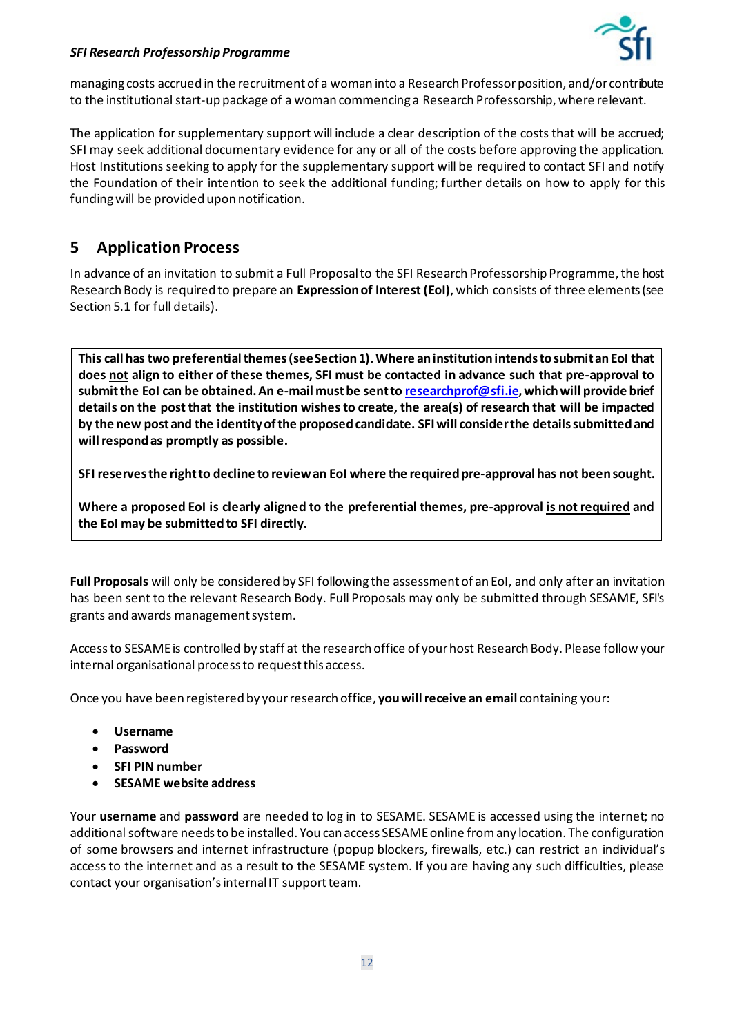managing costs accrued in the recruitment of a woman into a Research Professor position, and/or contribute to the institutional start-up package of a woman commencing a Research Professorship, where relevant.

The application for supplementary support will include a clear description of the costs that will be accrued; SFI may seek additional documentary evidence for any or all of the costs before approving the application. Host Institutions seeking to apply for the supplementary support will be required to contact SFI and notify the Foundation of their intention to seek the additional funding; further details on how to apply for this funding will be provided upon notification.

## 5 Application Process

In advance of an invitation to submit a Full Proposal to the SFI Research Professorship Programme, the host Research Body is required to prepare an **Expression of Interest (EoI)**, which consists of three elements (see Section 5.1 for full details).

**This call has two preferential themes (see Section 1). Where an institution intends to submit an EoI that does not align to either of these themes, SFI must be contacted in advance such that pre-approval to submit the EoI can be obtained. An e-mail must be sent to researchprof@sfi.ie, which will provide brief details on the post that the institution wishes to create, the area(s) of research that will be impacted by the new post and the identity of the proposed candidate. SFI will consider the details submitted and will respond as promptly as possible.**

**SFI reserves the right to decline to review an EoI where the required pre-approval has not been sought.**

**Where a proposed EoI is clearly aligned to the preferential themes, pre-approval is not required and the EoI may be submitted to SFI directly.**

**Full Proposals** will only be considered by SFI following the assessment of an EoI, and only after an invitation has been sent to the relevant Research Body. Full Proposals may only be submitted through SESAME, SFI's grants and awards management system.

Access to SESAME is controlled by staff at the research office of your host Research Body. Please follow your internal organisational process to request this access.

Once you have been registered by your research office, **you will receive an email** containing your:

- **Username**
- **Password**
- **SFI PIN number**
- **SESAME website address**

Your **username** and **password** are needed to log in to SESAME. SESAME is accessed using the internet; no additional software needs to be installed. You can access SESAME online from any location. The configuration of some browsers and internet infrastructure (popup blockers, firewalls, etc.) can restrict an individual's access to the internet and as a result to the SESAME system. If you are having any such difficulties, please contact your organisation's internal IT support team.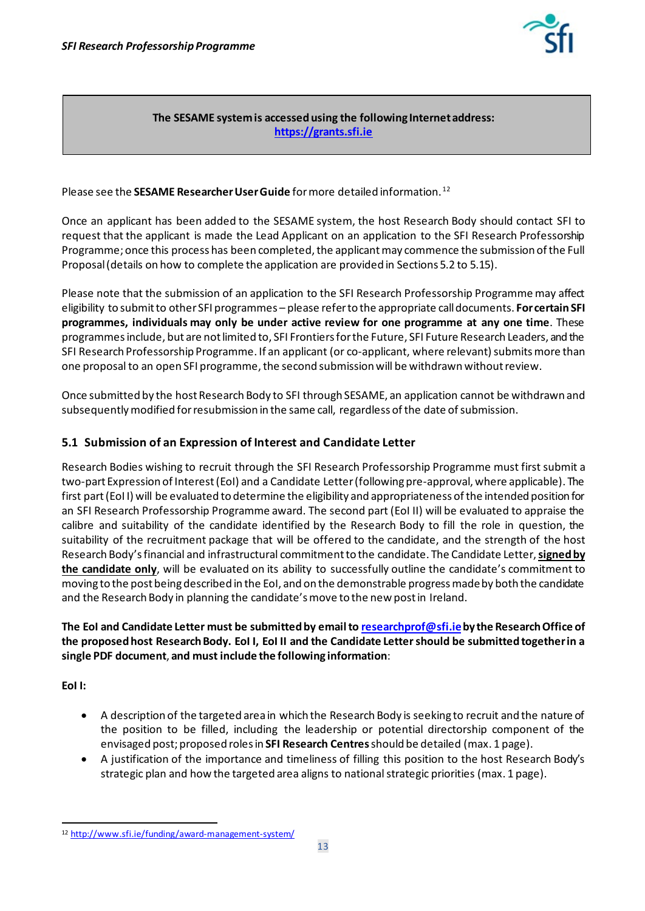**The SESAME system is accessed using the following Internet address:**
**[https://grants.sfi.ie](https://grants.sfi.ie)**

Please see the **SESAME Researcher User Guide** for more detailed information.[12]

Once an applicant has been added to the SESAME system, the host Research Body should contact SFI to request that the applicant is made the Lead Applicant on an application to the SFI Research Professorship Programme; once this process has been completed, the applicant may commence the submission of the Full Proposal (details on how to complete the application are provided in Sections 5.2 to 5.15).

Please note that the submission of an application to the SFI Research Professorship Programme may affect eligibility to submit to other SFI programmes – please refer to the appropriate call documents. **For certain SFI programmes, individuals may only be under active review for one programme at any one time**. These programmes include, but are not limited to, SFI Frontiers for the Future, SFI Future Research Leaders, and the SFI Research Professorship Programme. If an applicant (or co-applicant, where relevant) submits more than one proposal to an open SFI programme, the second submission will be withdrawn without review.

Once submitted by the host Research Body to SFI through SESAME, an application cannot be withdrawn and subsequently modified for resubmission in the same call, regardless of the date of submission.

## 5.1 Submission of an Expression of Interest and Candidate Letter

Research Bodies wishing to recruit through the SFI Research Professorship Programme must first submit a two-part Expression of Interest (EoI) and a Candidate Letter (following pre-approval, where applicable). The first part (EoI I) will be evaluated to determine the eligibility and appropriateness of the intended position for an SFI Research Professorship Programme award. The second part (EoI II) will be evaluated to appraise the calibre and suitability of the candidate identified by the Research Body to fill the role in question, the suitability of the recruitment package that will be offered to the candidate, and the strength of the host Research Body's financial and infrastructural commitment to the candidate. The Candidate Letter, **signed by the candidate only**, will be evaluated on its ability to successfully outline the candidate's commitment to moving to the post being described in the EoI, and on the demonstrable progress made by both the candidate and the Research Body in planning the candidate's move to the new post in Ireland.

**The EoI and Candidate Letter must be submitted by email to [researchprof@sfi.ie](mailto:researchprof@sfi.ie) by the Research Office of the proposed host Research Body. EoI I, EoI II and the Candidate Letter should be submitted together in a single PDF document**, **and must include the following information**:

**EoI I:**

- A description of the targeted area in which the Research Body is seeking to recruit and the nature of the position to be filled, including the leadership or potential directorship component of the envisaged post; proposed roles in **SFI Research Centres** should be detailed (max. 1 page).
- A justification of the importance and timeliness of filling this position to the host Research Body's strategic plan and how the targeted area aligns to national strategic priorities (max. 1 page).

[12] http://www.sfi.ie/funding/award-management-system/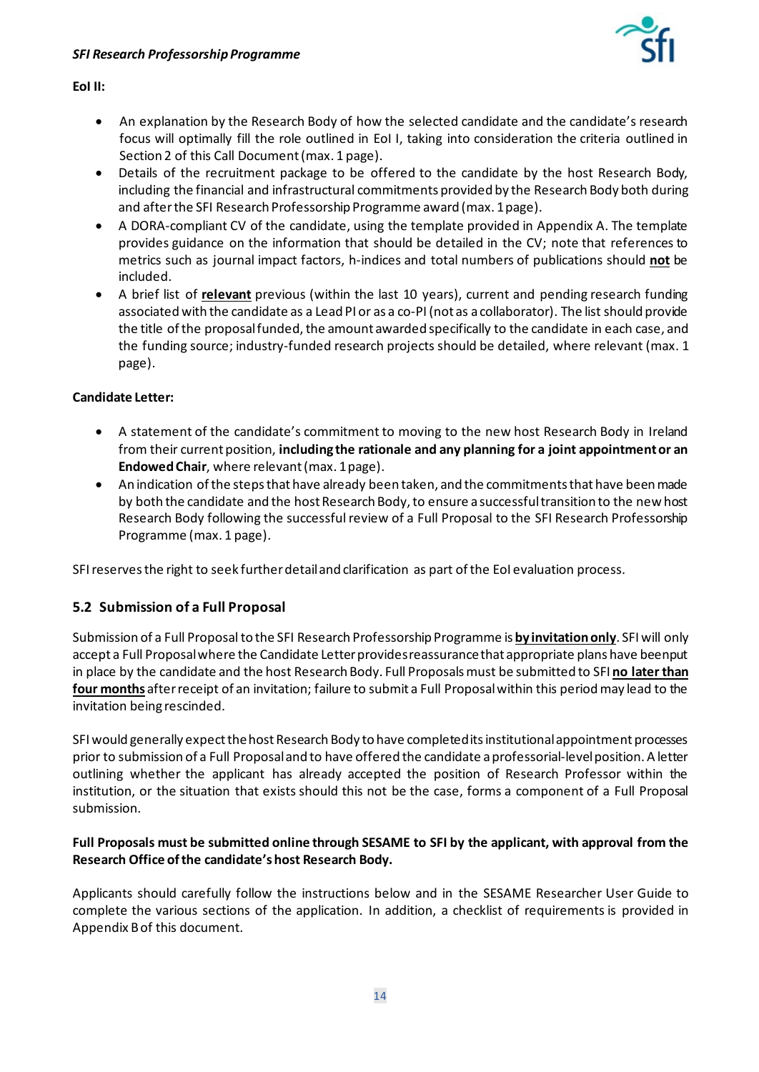**EoI II:**

- An explanation by the Research Body of how the selected candidate and the candidate's research focus will optimally fill the role outlined in EoI I, taking into consideration the criteria outlined in Section 2 of this Call Document (max. 1 page).
- Details of the recruitment package to be offered to the candidate by the host Research Body, including the financial and infrastructural commitments provided by the Research Body both during and after the SFI Research Professorship Programme award (max. 1 page).
- A DORA-compliant CV of the candidate, using the template provided in Appendix A. The template provides guidance on the information that should be detailed in the CV; note that references to metrics such as journal impact factors, h-indices and total numbers of publications should **not** be included.
- A brief list of **relevant** previous (within the last 10 years), current and pending research funding associated with the candidate as a Lead PI or as a co-PI (not as a collaborator). The list should provide the title of the proposal funded, the amount awarded specifically to the candidate in each case, and the funding source; industry-funded research projects should be detailed, where relevant (max. 1 page).

**Candidate Letter:**

- A statement of the candidate's commitment to moving to the new host Research Body in Ireland from their current position, **including the rationale and any planning for a joint appointment or an Endowed Chair**, where relevant (max. 1 page).
- An indication of the steps that have already been taken, and the commitments that have been made by both the candidate and the host Research Body, to ensure a successful transition to the new host Research Body following the successful review of a Full Proposal to the SFI Research Professorship Programme (max. 1 page).

SFI reserves the right to seek further detail and clarification as part of the EoI evaluation process.

## 5.2 Submission of a Full Proposal

Submission of a Full Proposal to the SFI Research Professorship Programme is **by invitation only**. SFI will only accept a Full Proposal where the Candidate Letter provides reassurance that appropriate plans have been put in place by the candidate and the host Research Body. Full Proposals must be submitted to SFI **no later than four months** after receipt of an invitation; failure to submit a Full Proposal within this period may lead to the invitation being rescinded.

SFI would generally expect the host Research Body to have completed its institutional appointment processes prior to submission of a Full Proposal and to have offered the candidate a professorial-level position. A letter outlining whether the applicant has already accepted the position of Research Professor within the institution, or the situation that exists should this not be the case, forms a component of a Full Proposal submission.

**Full Proposals must be submitted online through SESAME to SFI by the applicant, with approval from the Research Office of the candidate's host Research Body.**

Applicants should carefully follow the instructions below and in the SESAME Researcher User Guide to complete the various sections of the application. In addition, a checklist of requirements is provided in Appendix B of this document.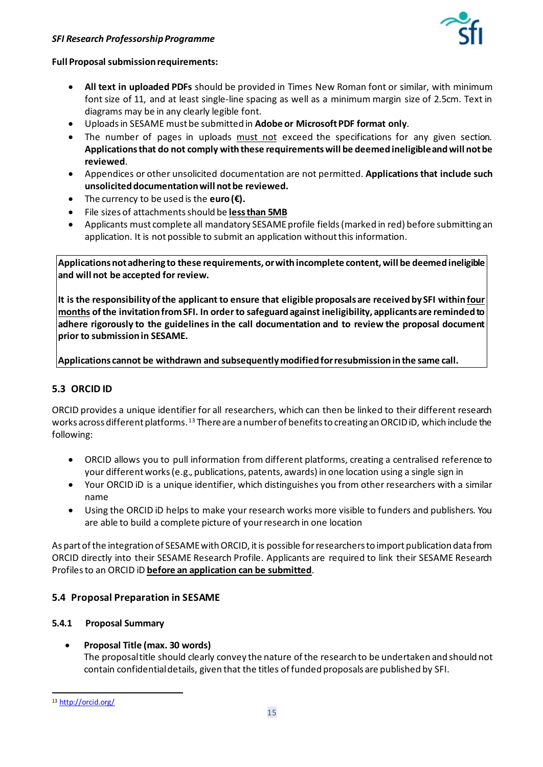**Full Proposal submission requirements:**

- **All text in uploaded PDFs** should be provided in Times New Roman font or similar, with minimum font size of 11, and at least single-line spacing as well as a minimum margin size of 2.5cm. Text in diagrams may be in any clearly legible font.
- Uploads in SESAME must be submitted in **Adobe or Microsoft PDF format only**.
- The number of pages in uploads <u>must not</u> exceed the specifications for any given section. **Applications that do not comply with these requirements will be deemed ineligible and will not be reviewed**.
- Appendices or other unsolicited documentation are not permitted. **Applications that include such unsolicited documentation will not be reviewed.**
- The currency to be used is the **euro (€).**
- File sizes of attachments should be **<u>less than 5MB</u>**
- Applicants must complete all mandatory SESAME profile fields (marked in red) before submitting an application. It is not possible to submit an application without this information.

> **Applications not adhering to these requirements, or with incomplete content, will be deemed ineligible and will not be accepted for review.**
>
> **It is the responsibility of the applicant to ensure that eligible proposals are received by SFI within <u>four months</u> of the invitation from SFI. In order to safeguard against ineligibility, applicants are reminded to adhere rigorously to the guidelines in the call documentation and to review the proposal document prior to submission in SESAME.**
>
> **Applications cannot be withdrawn and subsequently modified for resubmission in the same call.**

## 5.3 ORCID ID

ORCID provides a unique identifier for all researchers, which can then be linked to their different research works across different platforms.[13] There are a number of benefits to creating an ORCID iD, which include the following:

- ORCID allows you to pull information from different platforms, creating a centralised reference to your different works (e.g., publications, patents, awards) in one location using a single sign in
- Your ORCID iD is a unique identifier, which distinguishes you from other researchers with a similar name
- Using the ORCID iD helps to make your research works more visible to funders and publishers. You are able to build a complete picture of your research in one location

As part of the integration of SESAME with ORCID, it is possible for researchers to import publication data from ORCID directly into their SESAME Research Profile. Applicants are required to link their SESAME Research Profiles to an ORCID iD **<u>before an application can be submitted</u>**.

## 5.4 Proposal Preparation in SESAME

### 5.4.1 Proposal Summary

- **Proposal Title (max. 30 words)**
  The proposal title should clearly convey the nature of the research to be undertaken and should not contain confidential details, given that the titles of funded proposals are published by SFI.

---

[13] http://orcid.org/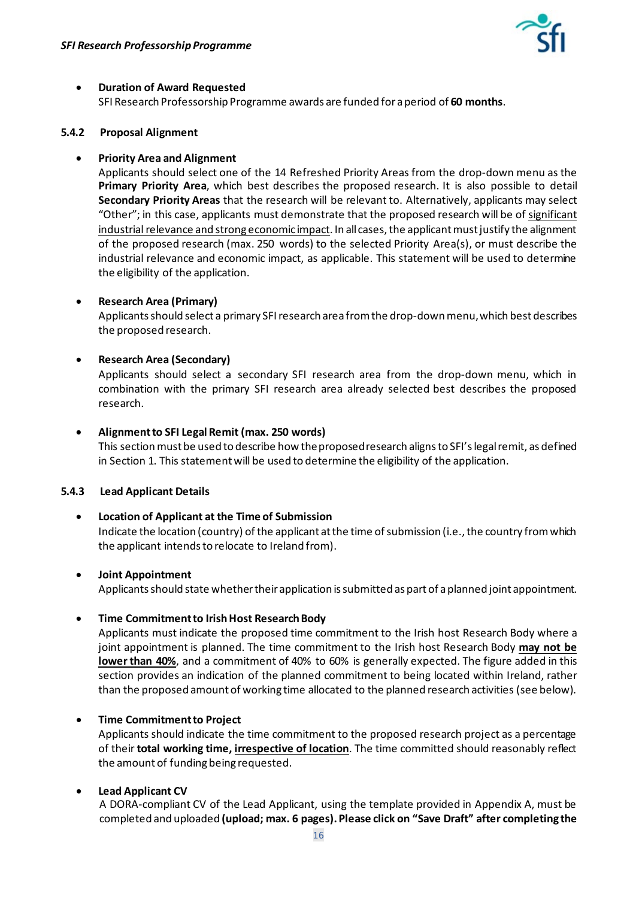- **Duration of Award Requested**
  SFI Research Professorship Programme awards are funded for a period of **60 months**.

### 5.4.2 Proposal Alignment

- **Priority Area and Alignment**
  Applicants should select one of the 14 Refreshed Priority Areas from the drop-down menu as the **Primary Priority Area**, which best describes the proposed research. It is also possible to detail **Secondary Priority Areas** that the research will be relevant to. Alternatively, applicants may select "Other"; in this case, applicants must demonstrate that the proposed research will be of significant industrial relevance and strong economic impact. In all cases, the applicant must justify the alignment of the proposed research (max. 250 words) to the selected Priority Area(s), or must describe the industrial relevance and economic impact, as applicable. This statement will be used to determine the eligibility of the application.

- **Research Area (Primary)**
  Applicants should select a primary SFI research area from the drop-down menu, which best describes the proposed research.

- **Research Area (Secondary)**
  Applicants should select a secondary SFI research area from the drop-down menu, which in combination with the primary SFI research area already selected best describes the proposed research.

- **Alignment to SFI Legal Remit (max. 250 words)**
  This section must be used to describe how the proposed research aligns to SFI's legal remit, as defined in Section 1. This statement will be used to determine the eligibility of the application.

### 5.4.3 Lead Applicant Details

- **Location of Applicant at the Time of Submission**
  Indicate the location (country) of the applicant at the time of submission (i.e., the country from which the applicant intends to relocate to Ireland from).

- **Joint Appointment**
  Applicants should state whether their application is submitted as part of a planned joint appointment.

- **Time Commitment to Irish Host Research Body**
  Applicants must indicate the proposed time commitment to the Irish host Research Body where a joint appointment is planned. The time commitment to the Irish host Research Body **may not be lower than 40%**, and a commitment of 40% to 60% is generally expected. The figure added in this section provides an indication of the planned commitment to being located within Ireland, rather than the proposed amount of working time allocated to the planned research activities (see below).

- **Time Commitment to Project**
  Applicants should indicate the time commitment to the proposed research project as a percentage of their **total working time, irrespective of location**. The time committed should reasonably reflect the amount of funding being requested.

- **Lead Applicant CV**
  A DORA-compliant CV of the Lead Applicant, using the template provided in Appendix A, must be completed and uploaded **(upload; max. 6 pages). Please click on "Save Draft" after completing the**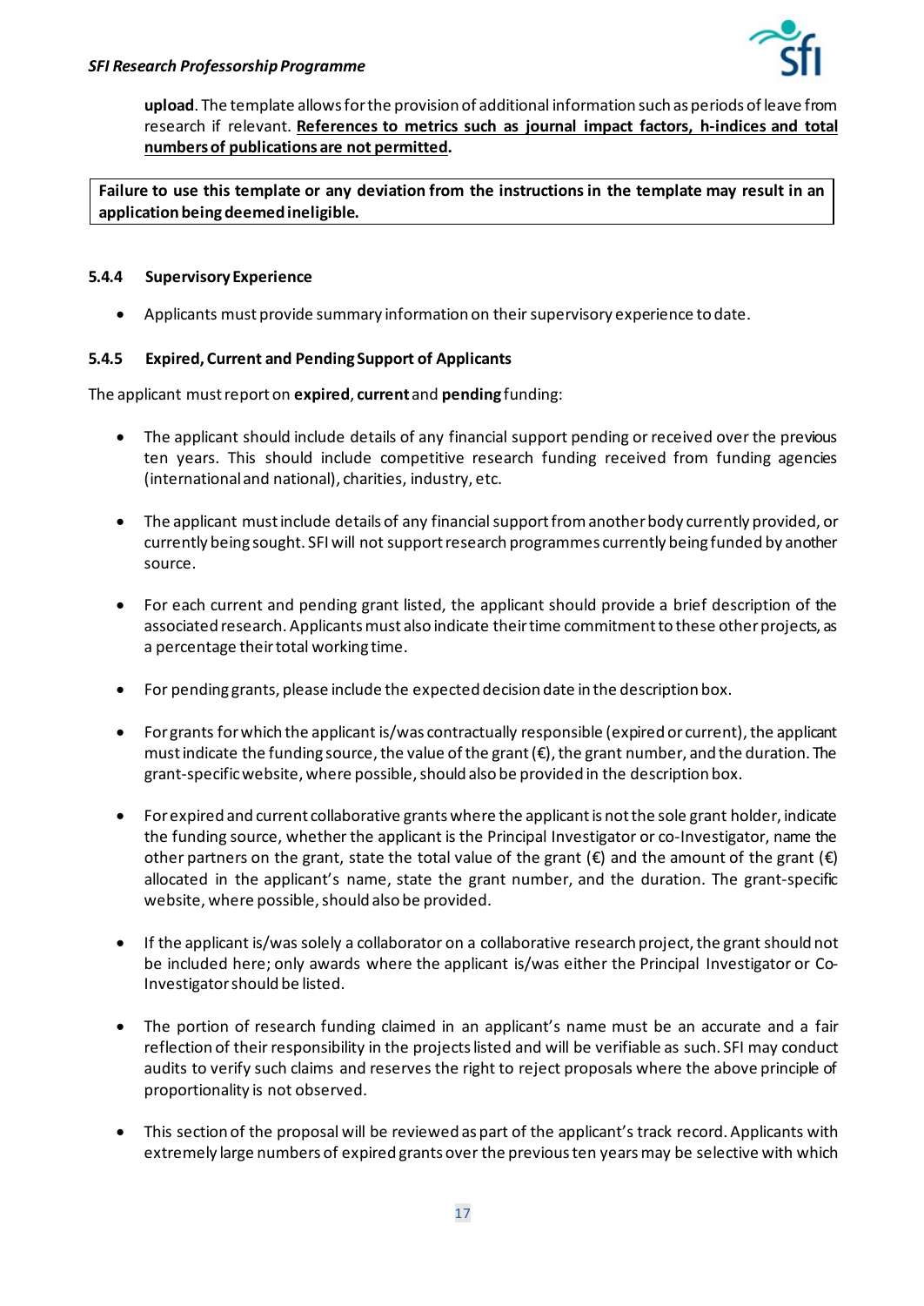**upload**. The template allows for the provision of additional information such as periods of leave from research if relevant. **References to metrics such as journal impact factors, h-indices and total numbers of publications are not permitted.**

**Failure to use this template or any deviation from the instructions in the template may result in an application being deemed ineligible.**

#### 5.4.4 Supervisory Experience

- Applicants must provide summary information on their supervisory experience to date.

#### 5.4.5 Expired, Current and Pending Support of Applicants

The applicant must report on **expired**, **current** and **pending** funding:

- The applicant should include details of any financial support pending or received over the previous ten years. This should include competitive research funding received from funding agencies (international and national), charities, industry, etc.

- The applicant must include details of any financial support from another body currently provided, or currently being sought. SFI will not support research programmes currently being funded by another source.

- For each current and pending grant listed, the applicant should provide a brief description of the associated research. Applicants must also indicate their time commitment to these other projects, as a percentage their total working time.

- For pending grants, please include the expected decision date in the description box.

- For grants for which the applicant is/was contractually responsible (expired or current), the applicant must indicate the funding source, the value of the grant (€), the grant number, and the duration. The grant-specific website, where possible, should also be provided in the description box.

- For expired and current collaborative grants where the applicant is not the sole grant holder, indicate the funding source, whether the applicant is the Principal Investigator or co-Investigator, name the other partners on the grant, state the total value of the grant (€) and the amount of the grant (€) allocated in the applicant's name, state the grant number, and the duration. The grant-specific website, where possible, should also be provided.

- If the applicant is/was solely a collaborator on a collaborative research project, the grant should not be included here; only awards where the applicant is/was either the Principal Investigator or Co-Investigator should be listed.

- The portion of research funding claimed in an applicant's name must be an accurate and a fair reflection of their responsibility in the projects listed and will be verifiable as such. SFI may conduct audits to verify such claims and reserves the right to reject proposals where the above principle of proportionality is not observed.

- This section of the proposal will be reviewed as part of the applicant's track record. Applicants with extremely large numbers of expired grants over the previous ten years may be selective with which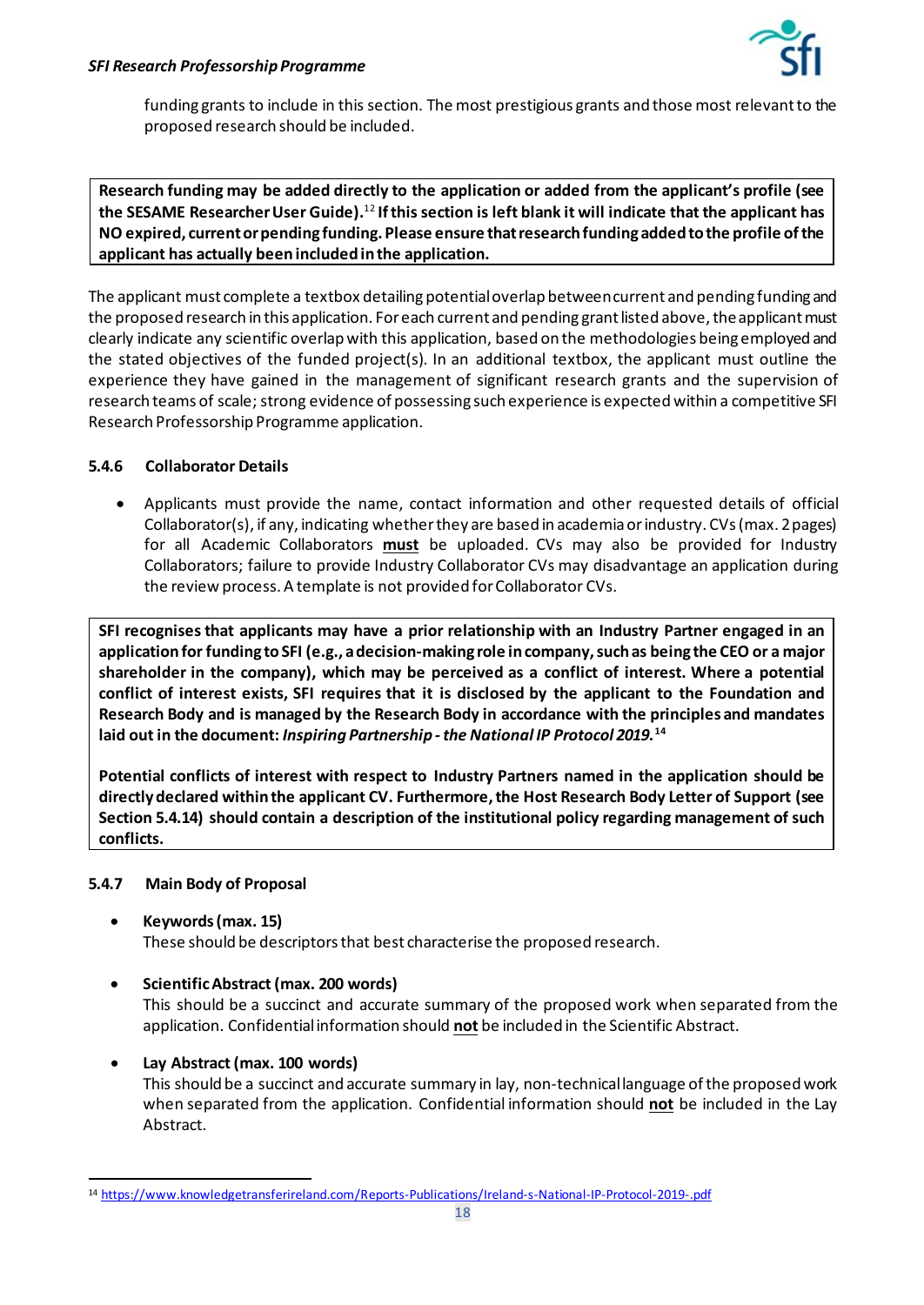funding grants to include in this section. The most prestigious grants and those most relevant to the proposed research should be included.

**Research funding may be added directly to the application or added from the applicant's profile (see the SESAME Researcher User Guide).[12] If this section is left blank it will indicate that the applicant has NO expired, current or pending funding. Please ensure that research funding added to the profile of the applicant has actually been included in the application.**

The applicant must complete a textbox detailing potential overlap between current and pending funding and the proposed research in this application. For each current and pending grant listed above, the applicant must clearly indicate any scientific overlap with this application, based on the methodologies being employed and the stated objectives of the funded project(s). In an additional textbox, the applicant must outline the experience they have gained in the management of significant research grants and the supervision of research teams of scale; strong evidence of possessing such experience is expected within a competitive SFI Research Professorship Programme application.

#### 5.4.6 Collaborator Details

- Applicants must provide the name, contact information and other requested details of official Collaborator(s), if any, indicating whether they are based in academia or industry. CVs (max. 2 pages) for all Academic Collaborators **must** be uploaded. CVs may also be provided for Industry Collaborators; failure to provide Industry Collaborator CVs may disadvantage an application during the review process. A template is not provided for Collaborator CVs.

**SFI recognises that applicants may have a prior relationship with an Industry Partner engaged in an application for funding to SFI (e.g., a decision-making role in company, such as being the CEO or a major shareholder in the company), which may be perceived as a conflict of interest. Where a potential conflict of interest exists, SFI requires that it is disclosed by the applicant to the Foundation and Research Body and is managed by the Research Body in accordance with the principles and mandates laid out in the document: *Inspiring Partnership - the National IP Protocol 2019*.[14]**

**Potential conflicts of interest with respect to Industry Partners named in the application should be directly declared within the applicant CV. Furthermore, the Host Research Body Letter of Support (see Section 5.4.14) should contain a description of the institutional policy regarding management of such conflicts.**

#### 5.4.7 Main Body of Proposal

- **Keywords (max. 15)**
  These should be descriptors that best characterise the proposed research.

- **Scientific Abstract (max. 200 words)**
  This should be a succinct and accurate summary of the proposed work when separated from the application. Confidential information should **not** be included in the Scientific Abstract.

- **Lay Abstract (max. 100 words)**
  This should be a succinct and accurate summary in lay, non-technical language of the proposed work when separated from the application. Confidential information should **not** be included in the Lay Abstract.

---

[14] https://www.knowledgetransferireland.com/Reports-Publications/Ireland-s-National-IP-Protocol-2019-.pdf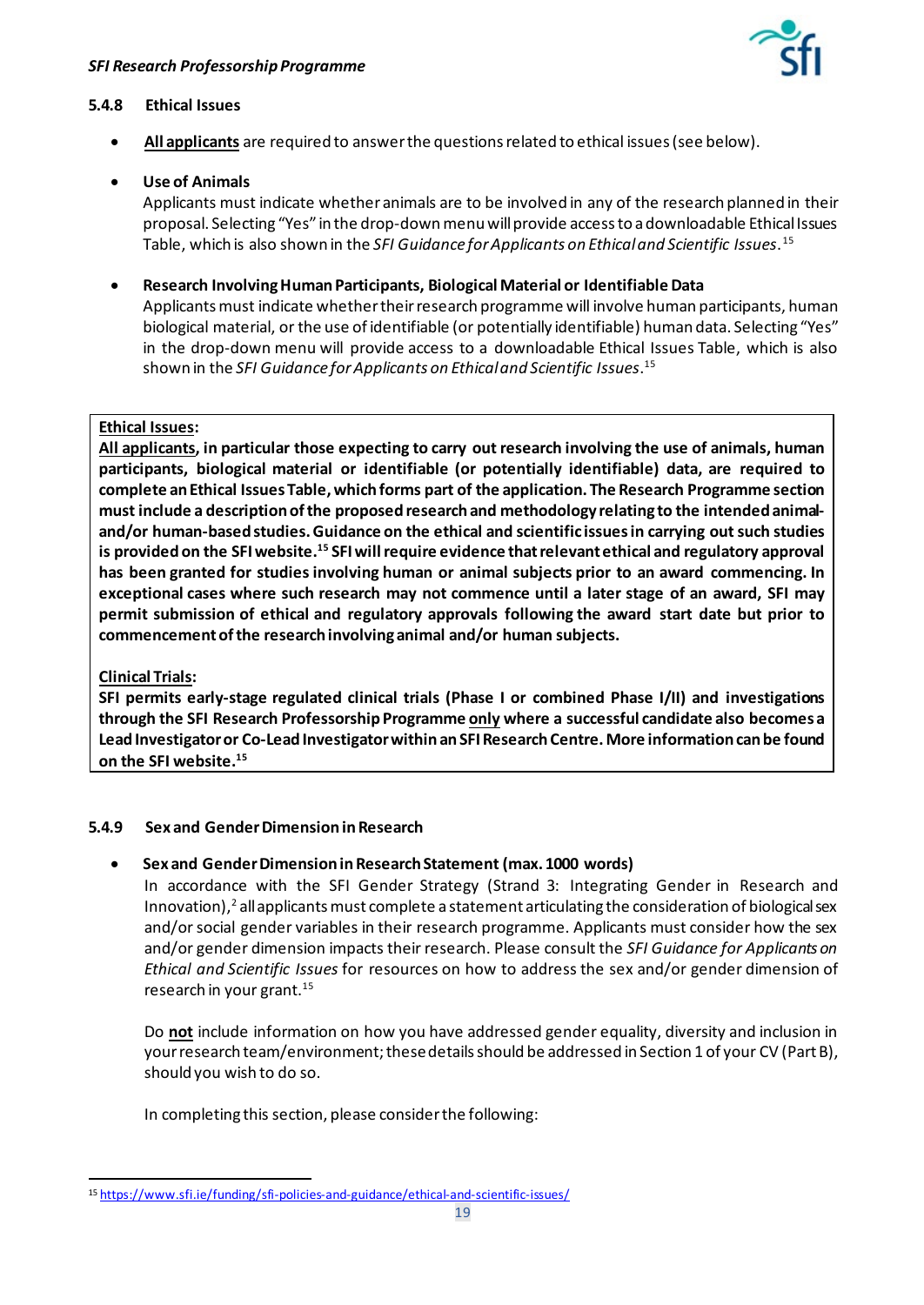### 5.4.8 Ethical Issues

- **<u>All applicants</u>** are required to answer the questions related to ethical issues (see below).
- **Use of Animals**
  Applicants must indicate whether animals are to be involved in any of the research planned in their proposal. Selecting "Yes" in the drop-down menu will provide access to a downloadable Ethical Issues Table, which is also shown in the *SFI Guidance for Applicants on Ethical and Scientific Issues*.[15]
- **Research Involving Human Participants, Biological Material or Identifiable Data**
  Applicants must indicate whether their research programme will involve human participants, human biological material, or the use of identifiable (or potentially identifiable) human data. Selecting "Yes" in the drop-down menu will provide access to a downloadable Ethical Issues Table, which is also shown in the *SFI Guidance for Applicants on Ethical and Scientific Issues*.[15]

> **<u>Ethical Issues</u>:**
> **<u>All applicants</u>, in particular those expecting to carry out research involving the use of animals, human participants, biological material or identifiable (or potentially identifiable) data, are required to complete an Ethical Issues Table, which forms part of the application. The Research Programme section must include a description of the proposed research and methodology relating to the intended animal- and/or human-based studies. Guidance on the ethical and scientific issues in carrying out such studies is provided on the SFI website.[15] SFI will require evidence that relevant ethical and regulatory approval has been granted for studies involving human or animal subjects prior to an award commencing. In exceptional cases where such research may not commence until a later stage of an award, SFI may permit submission of ethical and regulatory approvals following the award start date but prior to commencement of the research involving animal and/or human subjects.**
>
> **<u>Clinical Trials</u>:**
> **SFI permits early-stage regulated clinical trials (Phase I or combined Phase I/II) and investigations through the SFI Research Professorship Programme <u>only</u> where a successful candidate also becomes a Lead Investigator or Co-Lead Investigator within an SFI Research Centre. More information can be found on the SFI website.[15]**

### 5.4.9 Sex and Gender Dimension in Research

- **Sex and Gender Dimension in Research Statement (max. 1000 words)**
  In accordance with the SFI Gender Strategy (Strand 3: Integrating Gender in Research and Innovation),[2] all applicants must complete a statement articulating the consideration of biological sex and/or social gender variables in their research programme. Applicants must consider how the sex and/or gender dimension impacts their research. Please consult the *SFI Guidance for Applicants on Ethical and Scientific Issues* for resources on how to address the sex and/or gender dimension of research in your grant.[15]

  Do **<u>not</u>** include information on how you have addressed gender equality, diversity and inclusion in your research team/environment; these details should be addressed in Section 1 of your CV (Part B), should you wish to do so.

  In completing this section, please consider the following:

---

[15] https://www.sfi.ie/funding/sfi-policies-and-guidance/ethical-and-scientific-issues/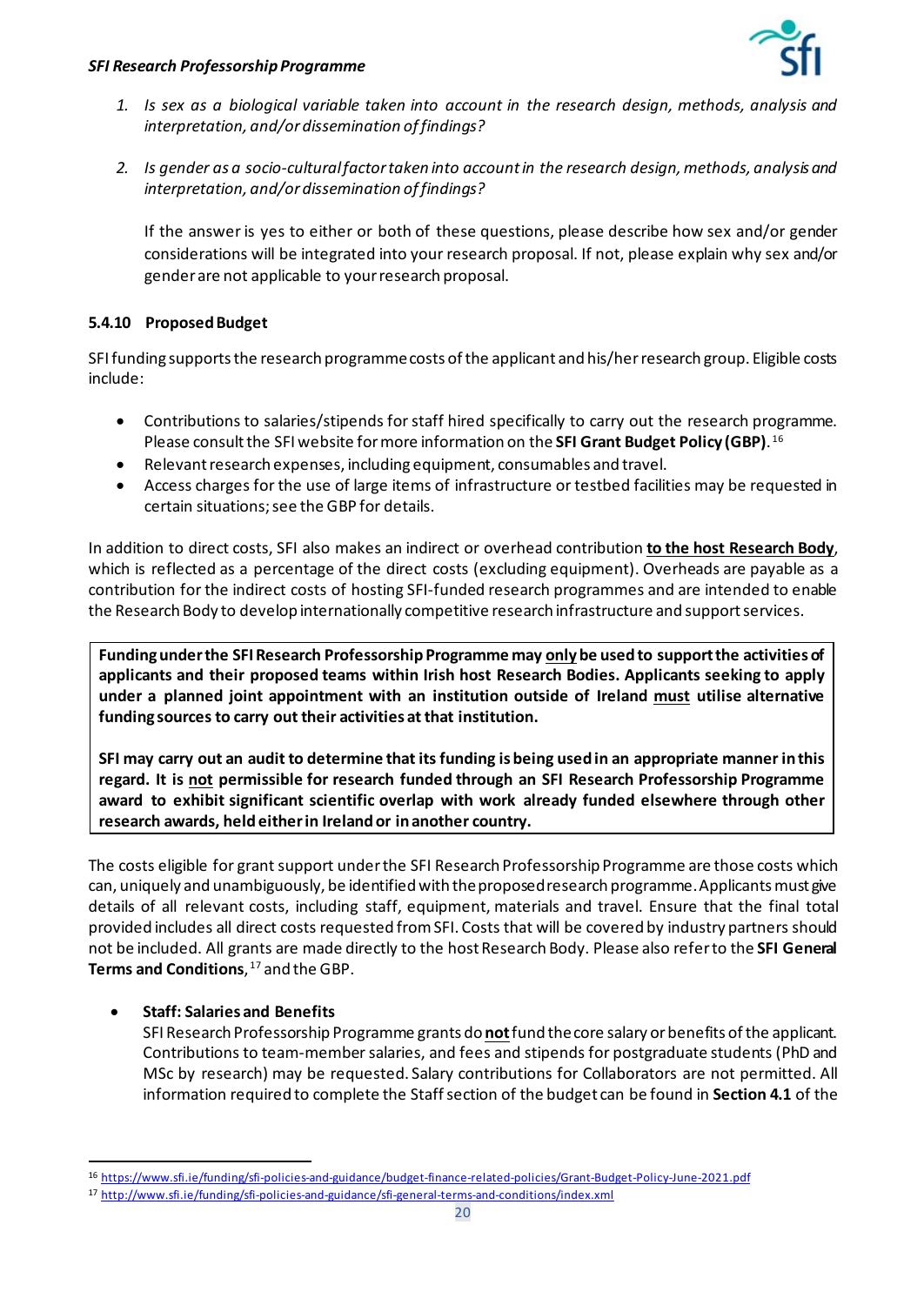1. *Is sex as a biological variable taken into account in the research design, methods, analysis and interpretation, and/or dissemination of findings?*

2. *Is gender as a socio-cultural factor taken into account in the research design, methods, analysis and interpretation, and/or dissemination of findings?*

   If the answer is yes to either or both of these questions, please describe how sex and/or gender considerations will be integrated into your research proposal. If not, please explain why sex and/or gender are not applicable to your research proposal.

#### 5.4.10 Proposed Budget

SFI funding supports the research programme costs of the applicant and his/her research group. Eligible costs include:

- Contributions to salaries/stipends for staff hired specifically to carry out the research programme. Please consult the SFI website for more information on the **SFI Grant Budget Policy (GBP)**.[16]
- Relevant research expenses, including equipment, consumables and travel.
- Access charges for the use of large items of infrastructure or testbed facilities may be requested in certain situations; see the GBP for details.

In addition to direct costs, SFI also makes an indirect or overhead contribution **to the host Research Body**, which is reflected as a percentage of the direct costs (excluding equipment). Overheads are payable as a contribution for the indirect costs of hosting SFI-funded research programmes and are intended to enable the Research Body to develop internationally competitive research infrastructure and support services.

**Funding under the SFI Research Professorship Programme may only be used to support the activities of applicants and their proposed teams within Irish host Research Bodies. Applicants seeking to apply under a planned joint appointment with an institution outside of Ireland must utilise alternative funding sources to carry out their activities at that institution.**

**SFI may carry out an audit to determine that its funding is being used in an appropriate manner in this regard. It is not permissible for research funded through an SFI Research Professorship Programme award to exhibit significant scientific overlap with work already funded elsewhere through other research awards, held either in Ireland or in another country.**

The costs eligible for grant support under the SFI Research Professorship Programme are those costs which can, uniquely and unambiguously, be identified with the proposed research programme. Applicants must give details of all relevant costs, including staff, equipment, materials and travel. Ensure that the final total provided includes all direct costs requested from SFI. Costs that will be covered by industry partners should not be included. All grants are made directly to the host Research Body. Please also refer to the **SFI General Terms and Conditions**,[17] and the GBP.

- **Staff: Salaries and Benefits**
  SFI Research Professorship Programme grants do **not** fund the core salary or benefits of the applicant. Contributions to team-member salaries, and fees and stipends for postgraduate students (PhD and MSc by research) may be requested. Salary contributions for Collaborators are not permitted. All information required to complete the Staff section of the budget can be found in **Section 4.1** of the

[16] https://www.sfi.ie/funding/sfi-policies-and-guidance/budget-finance-related-policies/Grant-Budget-Policy-June-2021.pdf

[17] http://www.sfi.ie/funding/sfi-policies-and-guidance/sfi-general-terms-and-conditions/index.xml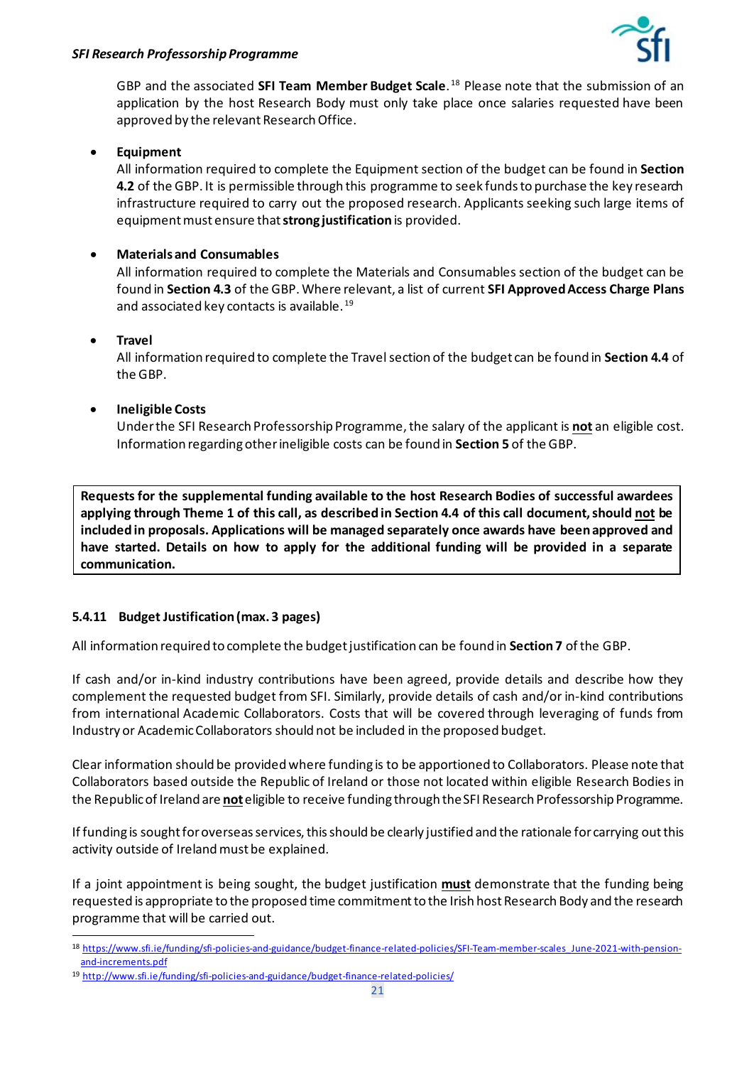GBP and the associated **SFI Team Member Budget Scale**.[18] Please note that the submission of an application by the host Research Body must only take place once salaries requested have been approved by the relevant Research Office.

- **Equipment**
  All information required to complete the Equipment section of the budget can be found in **Section 4.2** of the GBP. It is permissible through this programme to seek funds to purchase the key research infrastructure required to carry out the proposed research. Applicants seeking such large items of equipment must ensure that **strong justification** is provided.

- **Materials and Consumables**
  All information required to complete the Materials and Consumables section of the budget can be found in **Section 4.3** of the GBP. Where relevant, a list of current **SFI Approved Access Charge Plans** and associated key contacts is available.[19]

- **Travel**
  All information required to complete the Travel section of the budget can be found in **Section 4.4** of the GBP.

- **Ineligible Costs**
  Under the SFI Research Professorship Programme, the salary of the applicant is **not** an eligible cost. Information regarding other ineligible costs can be found in **Section 5** of the GBP.

**Requests for the supplemental funding available to the host Research Bodies of successful awardees applying through Theme 1 of this call, as described in Section 4.4 of this call document, should not be included in proposals. Applications will be managed separately once awards have been approved and have started. Details on how to apply for the additional funding will be provided in a separate communication.**

#### 5.4.11 Budget Justification (max. 3 pages)

All information required to complete the budget justification can be found in **Section 7** of the GBP.

If cash and/or in-kind industry contributions have been agreed, provide details and describe how they complement the requested budget from SFI. Similarly, provide details of cash and/or in-kind contributions from international Academic Collaborators. Costs that will be covered through leveraging of funds from Industry or Academic Collaborators should not be included in the proposed budget.

Clear information should be provided where funding is to be apportioned to Collaborators. Please note that Collaborators based outside the Republic of Ireland or those not located within eligible Research Bodies in the Republic of Ireland are **not** eligible to receive funding through the SFI Research Professorship Programme.

If funding is sought for overseas services, this should be clearly justified and the rationale for carrying out this activity outside of Ireland must be explained.

If a joint appointment is being sought, the budget justification **must** demonstrate that the funding being requested is appropriate to the proposed time commitment to the Irish host Research Body and the research programme that will be carried out.

---

[18] https://www.sfi.ie/funding/sfi-policies-and-guidance/budget-finance-related-policies/SFI-Team-member-scales_June-2021-with-pension-and-increments.pdf

[19] http://www.sfi.ie/funding/sfi-policies-and-guidance/budget-finance-related-policies/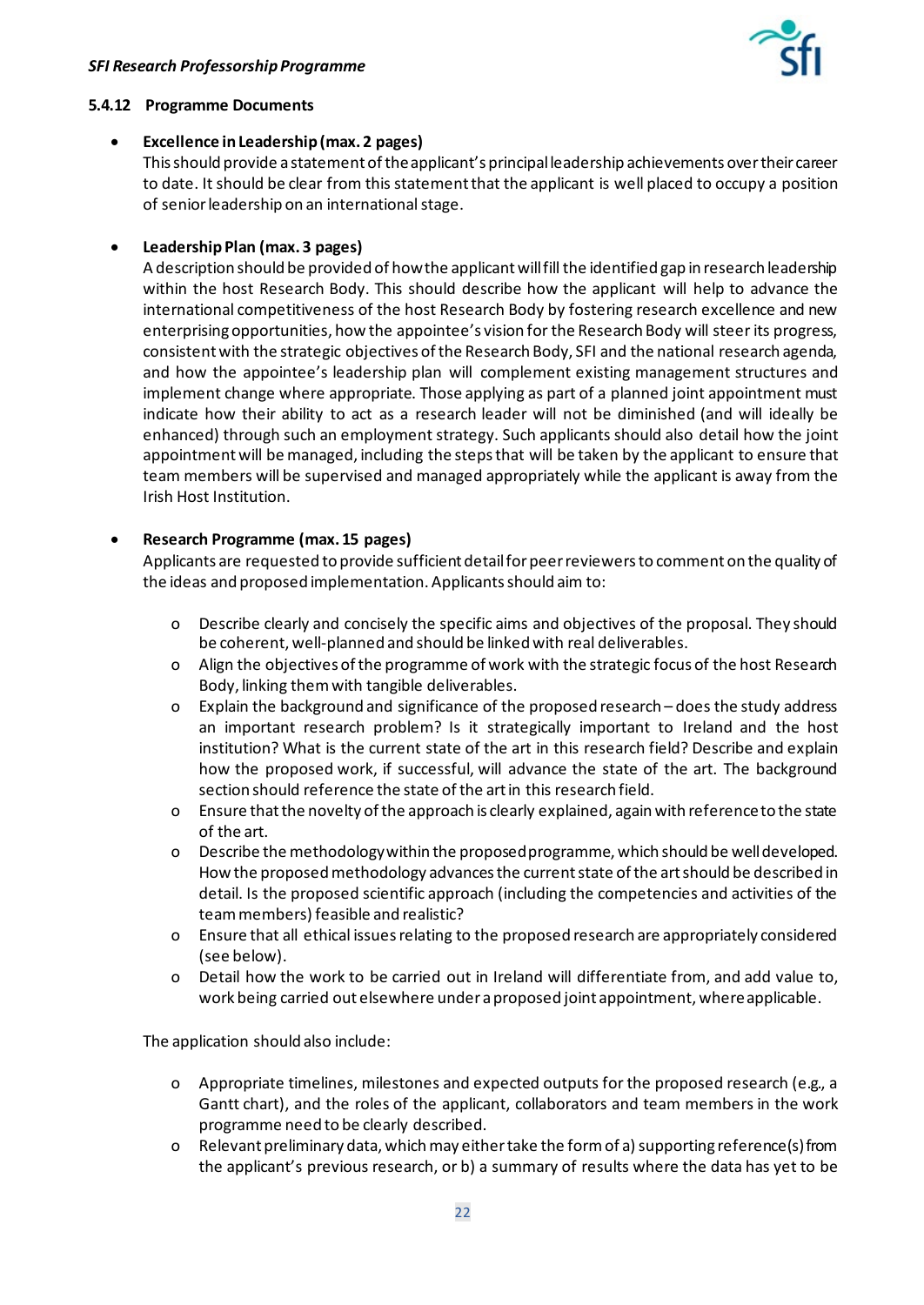#### 5.4.12 Programme Documents

- **Excellence in Leadership (max. 2 pages)**
  This should provide a statement of the applicant's principal leadership achievements over their career to date. It should be clear from this statement that the applicant is well placed to occupy a position of senior leadership on an international stage.

- **Leadership Plan (max. 3 pages)**
  A description should be provided of how the applicant will fill the identified gap in research leadership within the host Research Body. This should describe how the applicant will help to advance the international competitiveness of the host Research Body by fostering research excellence and new enterprising opportunities, how the appointee's vision for the Research Body will steer its progress, consistent with the strategic objectives of the Research Body, SFI and the national research agenda, and how the appointee's leadership plan will complement existing management structures and implement change where appropriate. Those applying as part of a planned joint appointment must indicate how their ability to act as a research leader will not be diminished (and will ideally be enhanced) through such an employment strategy. Such applicants should also detail how the joint appointment will be managed, including the steps that will be taken by the applicant to ensure that team members will be supervised and managed appropriately while the applicant is away from the Irish Host Institution.

- **Research Programme (max. 15 pages)**
  Applicants are requested to provide sufficient detail for peer reviewers to comment on the quality of the ideas and proposed implementation. Applicants should aim to:

  - Describe clearly and concisely the specific aims and objectives of the proposal. They should be coherent, well-planned and should be linked with real deliverables.
  - Align the objectives of the programme of work with the strategic focus of the host Research Body, linking them with tangible deliverables.
  - Explain the background and significance of the proposed research – does the study address an important research problem? Is it strategically important to Ireland and the host institution? What is the current state of the art in this research field? Describe and explain how the proposed work, if successful, will advance the state of the art. The background section should reference the state of the art in this research field.
  - Ensure that the novelty of the approach is clearly explained, again with reference to the state of the art.
  - Describe the methodology within the proposed programme, which should be well developed. How the proposed methodology advances the current state of the art should be described in detail. Is the proposed scientific approach (including the competencies and activities of the team members) feasible and realistic?
  - Ensure that all ethical issues relating to the proposed research are appropriately considered (see below).
  - Detail how the work to be carried out in Ireland will differentiate from, and add value to, work being carried out elsewhere under a proposed joint appointment, where applicable.

  The application should also include:

  - Appropriate timelines, milestones and expected outputs for the proposed research (e.g., a Gantt chart), and the roles of the applicant, collaborators and team members in the work programme need to be clearly described.
  - Relevant preliminary data, which may either take the form of a) supporting reference(s) from the applicant's previous research, or b) a summary of results where the data has yet to be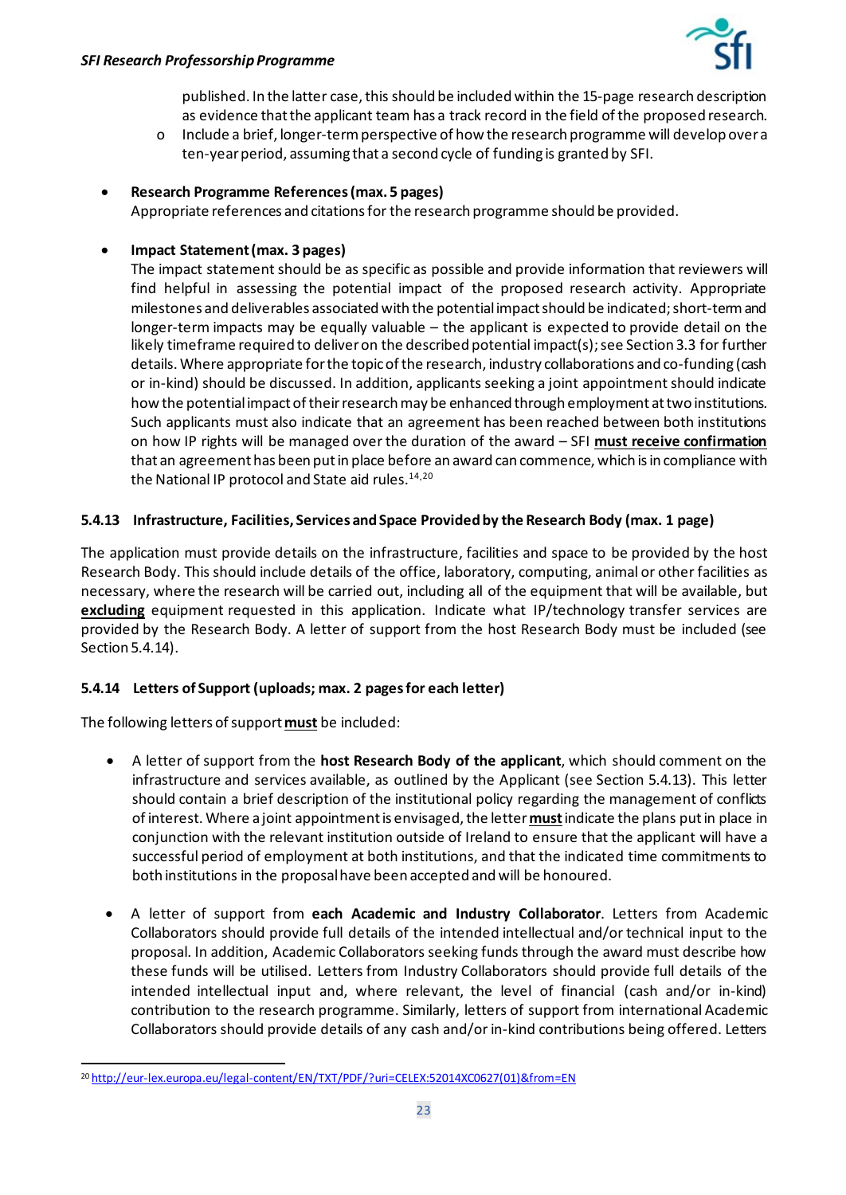published. In the latter case, this should be included within the 15-page research description as evidence that the applicant team has a track record in the field of the proposed research.
    - Include a brief, longer-term perspective of how the research programme will develop over a ten-year period, assuming that a second cycle of funding is granted by SFI.

- **Research Programme References (max. 5 pages)**
  Appropriate references and citations for the research programme should be provided.

- **Impact Statement (max. 3 pages)**
  The impact statement should be as specific as possible and provide information that reviewers will find helpful in assessing the potential impact of the proposed research activity. Appropriate milestones and deliverables associated with the potential impact should be indicated; short-term and longer-term impacts may be equally valuable – the applicant is expected to provide detail on the likely timeframe required to deliver on the described potential impact(s); see Section 3.3 for further details. Where appropriate for the topic of the research, industry collaborations and co-funding (cash or in-kind) should be discussed. In addition, applicants seeking a joint appointment should indicate how the potential impact of their research may be enhanced through employment at two institutions. Such applicants must also indicate that an agreement has been reached between both institutions on how IP rights will be managed over the duration of the award – SFI **must receive confirmation** that an agreement has been put in place before an award can commence, which is in compliance with the National IP protocol and State aid rules.[14,20]

#### 5.4.13 Infrastructure, Facilities, Services and Space Provided by the Research Body (max. 1 page)

The application must provide details on the infrastructure, facilities and space to be provided by the host Research Body. This should include details of the office, laboratory, computing, animal or other facilities as necessary, where the research will be carried out, including all of the equipment that will be available, but **excluding** equipment requested in this application. Indicate what IP/technology transfer services are provided by the Research Body. A letter of support from the host Research Body must be included (see Section 5.4.14).

#### 5.4.14 Letters of Support (uploads; max. 2 pages for each letter)

The following letters of support **must** be included:

- A letter of support from the **host Research Body of the applicant**, which should comment on the infrastructure and services available, as outlined by the Applicant (see Section 5.4.13). This letter should contain a brief description of the institutional policy regarding the management of conflicts of interest. Where a joint appointment is envisaged, the letter **must** indicate the plans put in place in conjunction with the relevant institution outside of Ireland to ensure that the applicant will have a successful period of employment at both institutions, and that the indicated time commitments to both institutions in the proposal have been accepted and will be honoured.

- A letter of support from **each Academic and Industry Collaborator**. Letters from Academic Collaborators should provide full details of the intended intellectual and/or technical input to the proposal. In addition, Academic Collaborators seeking funds through the award must describe how these funds will be utilised. Letters from Industry Collaborators should provide full details of the intended intellectual input and, where relevant, the level of financial (cash and/or in-kind) contribution to the research programme. Similarly, letters of support from international Academic Collaborators should provide details of any cash and/or in-kind contributions being offered. Letters

[20] http://eur-lex.europa.eu/legal-content/EN/TXT/PDF/?uri=CELEX:52014XC0627(01)&from=EN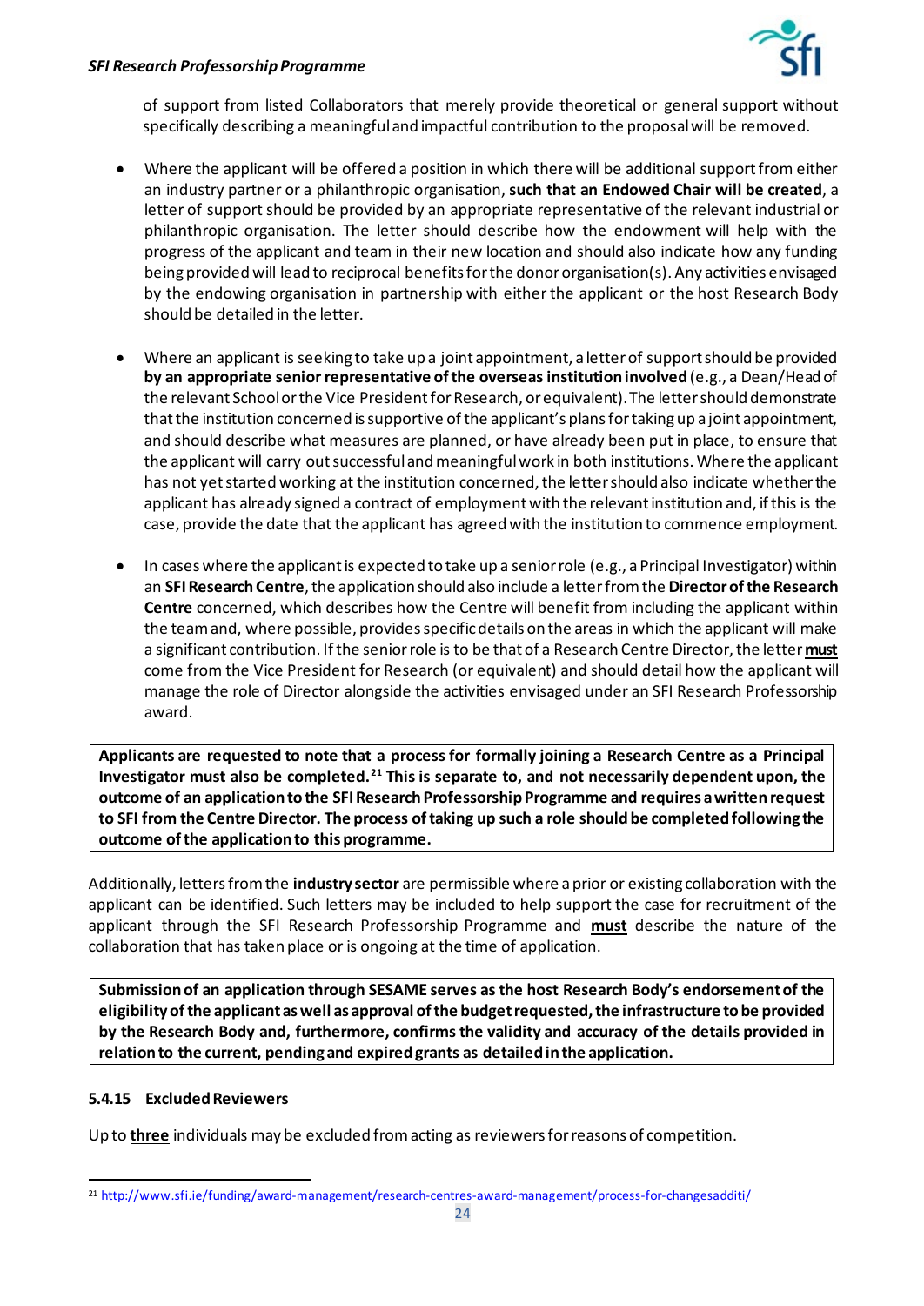of support from listed Collaborators that merely provide theoretical or general support without specifically describing a meaningful and impactful contribution to the proposal will be removed.

- Where the applicant will be offered a position in which there will be additional support from either an industry partner or a philanthropic organisation, **such that an Endowed Chair will be created**, a letter of support should be provided by an appropriate representative of the relevant industrial or philanthropic organisation. The letter should describe how the endowment will help with the progress of the applicant and team in their new location and should also indicate how any funding being provided will lead to reciprocal benefits for the donor organisation(s). Any activities envisaged by the endowing organisation in partnership with either the applicant or the host Research Body should be detailed in the letter.

- Where an applicant is seeking to take up a joint appointment, a letter of support should be provided **by an appropriate senior representative of the overseas institution involved** (e.g., a Dean/Head of the relevant School or the Vice President for Research, or equivalent). The letter should demonstrate that the institution concerned is supportive of the applicant's plans for taking up a joint appointment, and should describe what measures are planned, or have already been put in place, to ensure that the applicant will carry out successful and meaningful work in both institutions. Where the applicant has not yet started working at the institution concerned, the letter should also indicate whether the applicant has already signed a contract of employment with the relevant institution and, if this is the case, provide the date that the applicant has agreed with the institution to commence employment.

- In cases where the applicant is expected to take up a senior role (e.g., a Principal Investigator) within an **SFI Research Centre**, the application should also include a letter from the **Director of the Research Centre** concerned, which describes how the Centre will benefit from including the applicant within the team and, where possible, provides specific details on the areas in which the applicant will make a significant contribution. If the senior role is to be that of a Research Centre Director, the letter **must** come from the Vice President for Research (or equivalent) and should detail how the applicant will manage the role of Director alongside the activities envisaged under an SFI Research Professorship award.

**Applicants are requested to note that a process for formally joining a Research Centre as a Principal Investigator must also be completed.[21] This is separate to, and not necessarily dependent upon, the outcome of an application to the SFI Research Professorship Programme and requires a written request to SFI from the Centre Director. The process of taking up such a role should be completed following the outcome of the application to this programme.**

Additionally, letters from the **industry sector** are permissible where a prior or existing collaboration with the applicant can be identified. Such letters may be included to help support the case for recruitment of the applicant through the SFI Research Professorship Programme and **must** describe the nature of the collaboration that has taken place or is ongoing at the time of application.

**Submission of an application through SESAME serves as the host Research Body's endorsement of the eligibility of the applicant as well as approval of the budget requested, the infrastructure to be provided by the Research Body and, furthermore, confirms the validity and accuracy of the details provided in relation to the current, pending and expired grants as detailed in the application.**

### 5.4.15 Excluded Reviewers

Up to **three** individuals may be excluded from acting as reviewers for reasons of competition.

[21] http://www.sfi.ie/funding/award-management/research-centres-award-management/process-for-changesadditi/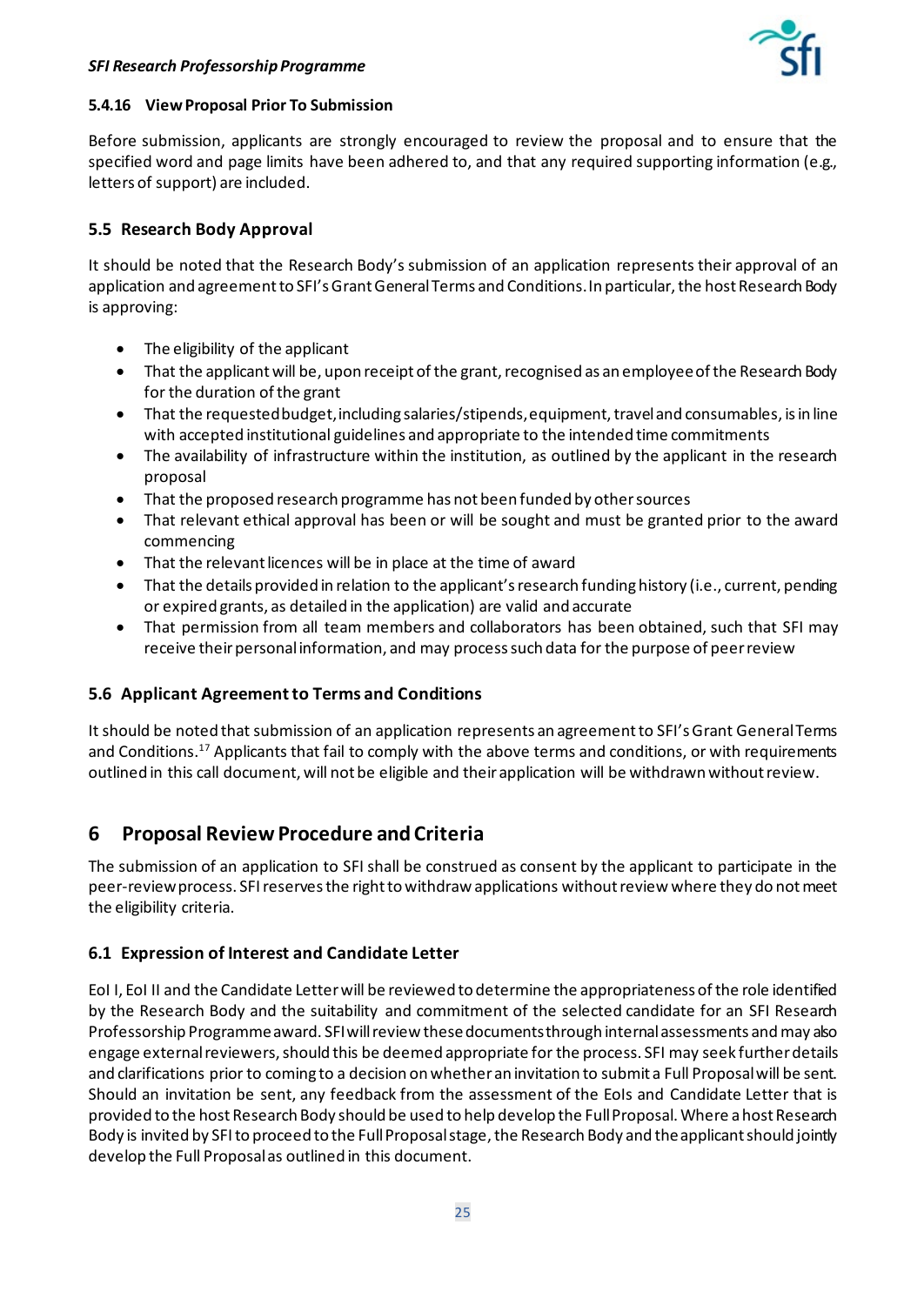#### 5.4.16 View Proposal Prior To Submission

Before submission, applicants are strongly encouraged to review the proposal and to ensure that the specified word and page limits have been adhered to, and that any required supporting information (e.g., letters of support) are included.

### 5.5 Research Body Approval

It should be noted that the Research Body's submission of an application represents their approval of an application and agreement to SFI's Grant General Terms and Conditions. In particular, the host Research Body is approving:

- The eligibility of the applicant
- That the applicant will be, upon receipt of the grant, recognised as an employee of the Research Body for the duration of the grant
- That the requested budget, including salaries/stipends, equipment, travel and consumables, is in line with accepted institutional guidelines and appropriate to the intended time commitments
- The availability of infrastructure within the institution, as outlined by the applicant in the research proposal
- That the proposed research programme has not been funded by other sources
- That relevant ethical approval has been or will be sought and must be granted prior to the award commencing
- That the relevant licences will be in place at the time of award
- That the details provided in relation to the applicant's research funding history (i.e., current, pending or expired grants, as detailed in the application) are valid and accurate
- That permission from all team members and collaborators has been obtained, such that SFI may receive their personal information, and may process such data for the purpose of peer review

### 5.6 Applicant Agreement to Terms and Conditions

It should be noted that submission of an application represents an agreement to SFI's Grant General Terms and Conditions.[17] Applicants that fail to comply with the above terms and conditions, or with requirements outlined in this call document, will not be eligible and their application will be withdrawn without review.

## 6 Proposal Review Procedure and Criteria

The submission of an application to SFI shall be construed as consent by the applicant to participate in the peer-review process. SFI reserves the right to withdraw applications without review where they do not meet the eligibility criteria.

### 6.1 Expression of Interest and Candidate Letter

EoI I, EoI II and the Candidate Letter will be reviewed to determine the appropriateness of the role identified by the Research Body and the suitability and commitment of the selected candidate for an SFI Research Professorship Programme award. SFI will review these documents through internal assessments and may also engage external reviewers, should this be deemed appropriate for the process. SFI may seek further details and clarifications prior to coming to a decision on whether an invitation to submit a Full Proposal will be sent. Should an invitation be sent, any feedback from the assessment of the EoIs and Candidate Letter that is provided to the host Research Body should be used to help develop the Full Proposal. Where a host Research Body is invited by SFI to proceed to the Full Proposal stage, the Research Body and the applicant should jointly develop the Full Proposal as outlined in this document.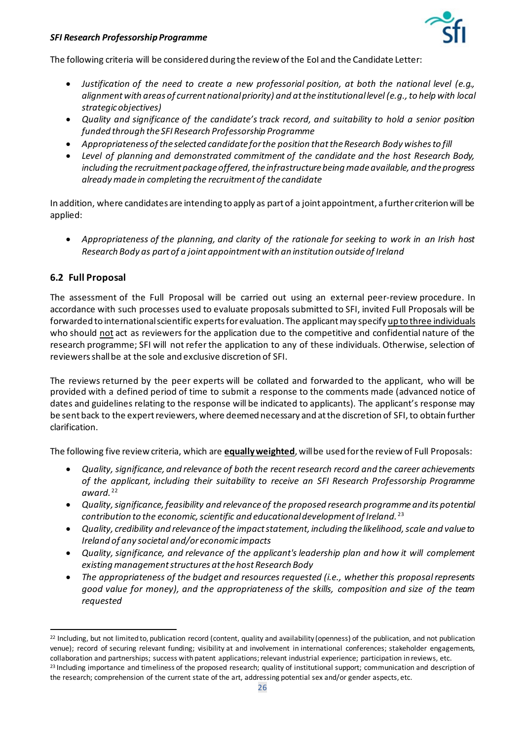The following criteria will be considered during the review of the EoI and the Candidate Letter:

- *Justification of the need to create a new professorial position, at both the national level (e.g., alignment with areas of current national priority) and at the institutional level (e.g., to help with local strategic objectives)*
- *Quality and significance of the candidate's track record, and suitability to hold a senior position funded through the SFI Research Professorship Programme*
- *Appropriateness of the selected candidate for the position that the Research Body wishes to fill*
- *Level of planning and demonstrated commitment of the candidate and the host Research Body, including the recruitment package offered, the infrastructure being made available, and the progress already made in completing the recruitment of the candidate*

In addition, where candidates are intending to apply as part of a joint appointment, a further criterion will be applied:

- *Appropriateness of the planning, and clarity of the rationale for seeking to work in an Irish host Research Body as part of a joint appointment with an institution outside of Ireland*

## 6.2 Full Proposal

The assessment of the Full Proposal will be carried out using an external peer-review procedure. In accordance with such processes used to evaluate proposals submitted to SFI, invited Full Proposals will be forwarded to international scientific experts for evaluation. The applicant may specify <u>up to three individuals</u> who should <u>not</u> act as reviewers for the application due to the competitive and confidential nature of the research programme; SFI will not refer the application to any of these individuals. Otherwise, selection of reviewers shall be at the sole and exclusive discretion of SFI.

The reviews returned by the peer experts will be collated and forwarded to the applicant, who will be provided with a defined period of time to submit a response to the comments made (advanced notice of dates and guidelines relating to the response will be indicated to applicants). The applicant's response may be sent back to the expert reviewers, where deemed necessary and at the discretion of SFI, to obtain further clarification.

The following five review criteria, which are <u>**equally weighted**</u>, will be used for the review of Full Proposals:

- *Quality, significance, and relevance of both the recent research record and the career achievements of the applicant, including their suitability to receive an SFI Research Professorship Programme award.*[22]
- *Quality, significance, feasibility and relevance of the proposed research programme and its potential contribution to the economic, scientific and educational development of Ireland.*[23]
- *Quality, credibility and relevance of the impact statement, including the likelihood, scale and value to Ireland of any societal and/or economic impacts*
- *Quality, significance, and relevance of the applicant's leadership plan and how it will complement existing management structures at the host Research Body*
- *The appropriateness of the budget and resources requested (i.e., whether this proposal represents good value for money), and the appropriateness of the skills, composition and size of the team requested*

---

[22] Including, but not limited to, publication record (content, quality and availability (openness) of the publication, and not publication venue); record of securing relevant funding; visibility at and involvement in international conferences; stakeholder engagements, collaboration and partnerships; success with patent applications; relevant industrial experience; participation in reviews, etc.

[23] Including importance and timeliness of the proposed research; quality of institutional support; communication and description of the research; comprehension of the current state of the art, addressing potential sex and/or gender aspects, etc.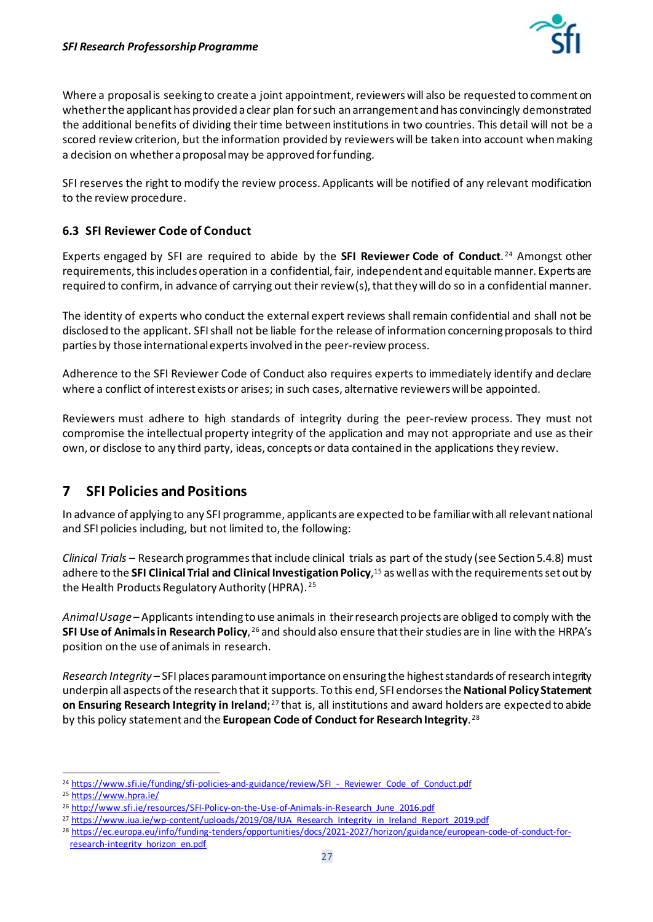Where a proposal is seeking to create a joint appointment, reviewers will also be requested to comment on whether the applicant has provided a clear plan for such an arrangement and has convincingly demonstrated the additional benefits of dividing their time between institutions in two countries. This detail will not be a scored review criterion, but the information provided by reviewers will be taken into account when making a decision on whether a proposal may be approved for funding.

SFI reserves the right to modify the review process. Applicants will be notified of any relevant modification to the review procedure.

### 6.3 SFI Reviewer Code of Conduct

Experts engaged by SFI are required to abide by the **SFI Reviewer Code of Conduct**.[24] Amongst other requirements, this includes operation in a confidential, fair, independent and equitable manner. Experts are required to confirm, in advance of carrying out their review(s), that they will do so in a confidential manner.

The identity of experts who conduct the external expert reviews shall remain confidential and shall not be disclosed to the applicant. SFI shall not be liable for the release of information concerning proposals to third parties by those international experts involved in the peer-review process.

Adherence to the SFI Reviewer Code of Conduct also requires experts to immediately identify and declare where a conflict of interest exists or arises; in such cases, alternative reviewers will be appointed.

Reviewers must adhere to high standards of integrity during the peer-review process. They must not compromise the intellectual property integrity of the application and may not appropriate and use as their own, or disclose to any third party, ideas, concepts or data contained in the applications they review.

## 7 SFI Policies and Positions

In advance of applying to any SFI programme, applicants are expected to be familiar with all relevant national and SFI policies including, but not limited to, the following:

*Clinical Trials* – Research programmes that include clinical trials as part of the study (see Section 5.4.8) must adhere to the **SFI Clinical Trial and Clinical Investigation Policy**,[15] as well as with the requirements set out by the Health Products Regulatory Authority (HPRA).[25]

*Animal Usage* – Applicants intending to use animals in their research projects are obliged to comply with the **SFI Use of Animals in Research Policy**,[26] and should also ensure that their studies are in line with the HRPA's position on the use of animals in research.

*Research Integrity* – SFI places paramount importance on ensuring the highest standards of research integrity underpin all aspects of the research that it supports. To this end, SFI endorses the **National Policy Statement on Ensuring Research Integrity in Ireland**;[27] that is, all institutions and award holders are expected to abide by this policy statement and the **European Code of Conduct for Research Integrity**.[28]

---

[24] https://www.sfi.ie/funding/sfi-policies-and-guidance/review/SFI_-_Reviewer_Code_of_Conduct.pdf
[25] https://www.hpra.ie/
[26] http://www.sfi.ie/resources/SFI-Policy-on-the-Use-of-Animals-in-Research_June_2016.pdf
[27] https://www.iua.ie/wp-content/uploads/2019/08/IUA_Research_Integrity_in_Ireland_Report_2019.pdf
[28] https://ec.europa.eu/info/funding-tenders/opportunities/docs/2021-2027/horizon/guidance/european-code-of-conduct-for-research-integrity_horizon_en.pdf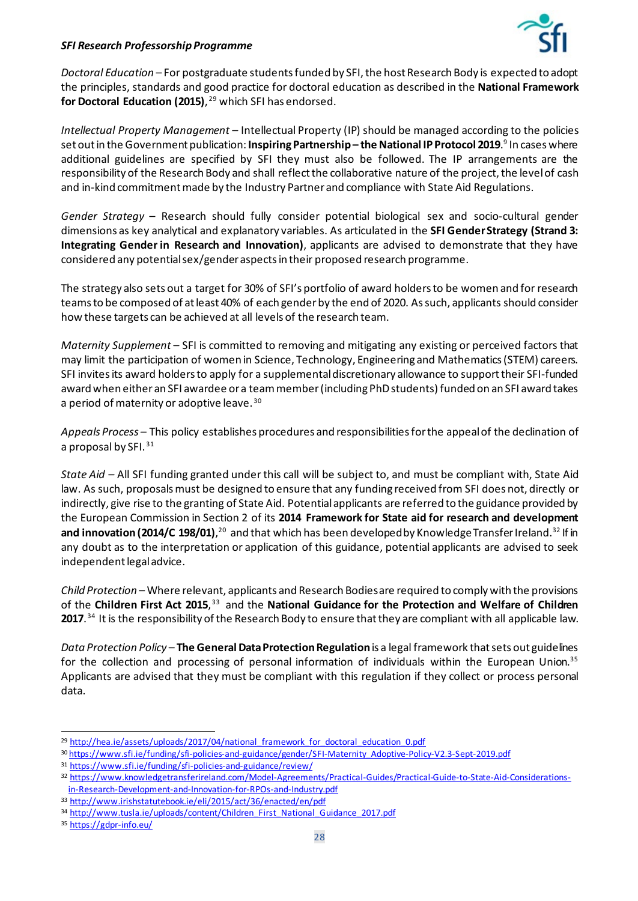*Doctoral Education* – For postgraduate students funded by SFI, the host Research Body is expected to adopt the principles, standards and good practice for doctoral education as described in the **National Framework for Doctoral Education (2015)**,[29] which SFI has endorsed.

*Intellectual Property Management* – Intellectual Property (IP) should be managed according to the policies set out in the Government publication: **Inspiring Partnership – the National IP Protocol 2019**.[9] In cases where additional guidelines are specified by SFI they must also be followed. The IP arrangements are the responsibility of the Research Body and shall reflect the collaborative nature of the project, the level of cash and in-kind commitment made by the Industry Partner and compliance with State Aid Regulations.

*Gender Strategy* – Research should fully consider potential biological sex and socio-cultural gender dimensions as key analytical and explanatory variables. As articulated in the **SFI Gender Strategy (Strand 3: Integrating Gender in Research and Innovation)**, applicants are advised to demonstrate that they have considered any potential sex/gender aspects in their proposed research programme.

The strategy also sets out a target for 30% of SFI's portfolio of award holders to be women and for research teams to be composed of at least 40% of each gender by the end of 2020. As such, applicants should consider how these targets can be achieved at all levels of the research team.

*Maternity Supplement* – SFI is committed to removing and mitigating any existing or perceived factors that may limit the participation of women in Science, Technology, Engineering and Mathematics (STEM) careers. SFI invites its award holders to apply for a supplemental discretionary allowance to support their SFI-funded award when either an SFI awardee or a team member (including PhD students) funded on an SFI award takes a period of maternity or adoptive leave.[30]

*Appeals Process* – This policy establishes procedures and responsibilities for the appeal of the declination of a proposal by SFI.[31]

*State Aid* – All SFI funding granted under this call will be subject to, and must be compliant with, State Aid law. As such, proposals must be designed to ensure that any funding received from SFI does not, directly or indirectly, give rise to the granting of State Aid. Potential applicants are referred to the guidance provided by the European Commission in Section 2 of its **2014 Framework for State aid for research and development and innovation (2014/C 198/01)**,[20] and that which has been developed by Knowledge Transfer Ireland.[32] If in any doubt as to the interpretation or application of this guidance, potential applicants are advised to seek independent legal advice.

*Child Protection* – Where relevant, applicants and Research Bodies are required to comply with the provisions of the **Children First Act 2015**,[33] and the **National Guidance for the Protection and Welfare of Children 2017**.[34] It is the responsibility of the Research Body to ensure that they are compliant with all applicable law.

*Data Protection Policy* – **The General Data Protection Regulation** is a legal framework that sets out guidelines for the collection and processing of personal information of individuals within the European Union.[35] Applicants are advised that they must be compliant with this regulation if they collect or process personal data.

---

[29] http://hea.ie/assets/uploads/2017/04/national_framework_for_doctoral_education_0.pdf

[30] https://www.sfi.ie/funding/sfi-policies-and-guidance/gender/SFI-Maternity_Adoptive-Policy-V2.3-Sept-2019.pdf

[31] https://www.sfi.ie/funding/sfi-policies-and-guidance/review/

[32] https://www.knowledgetransferireland.com/Model-Agreements/Practical-Guides/Practical-Guide-to-State-Aid-Considerations-in-Research-Development-and-Innovation-for-RPOs-and-Industry.pdf

[33] http://www.irishstatutebook.ie/eli/2015/act/36/enacted/en/pdf

[34] http://www.tusla.ie/uploads/content/Children_First_National_Guidance_2017.pdf

[35] https://gdpr-info.eu/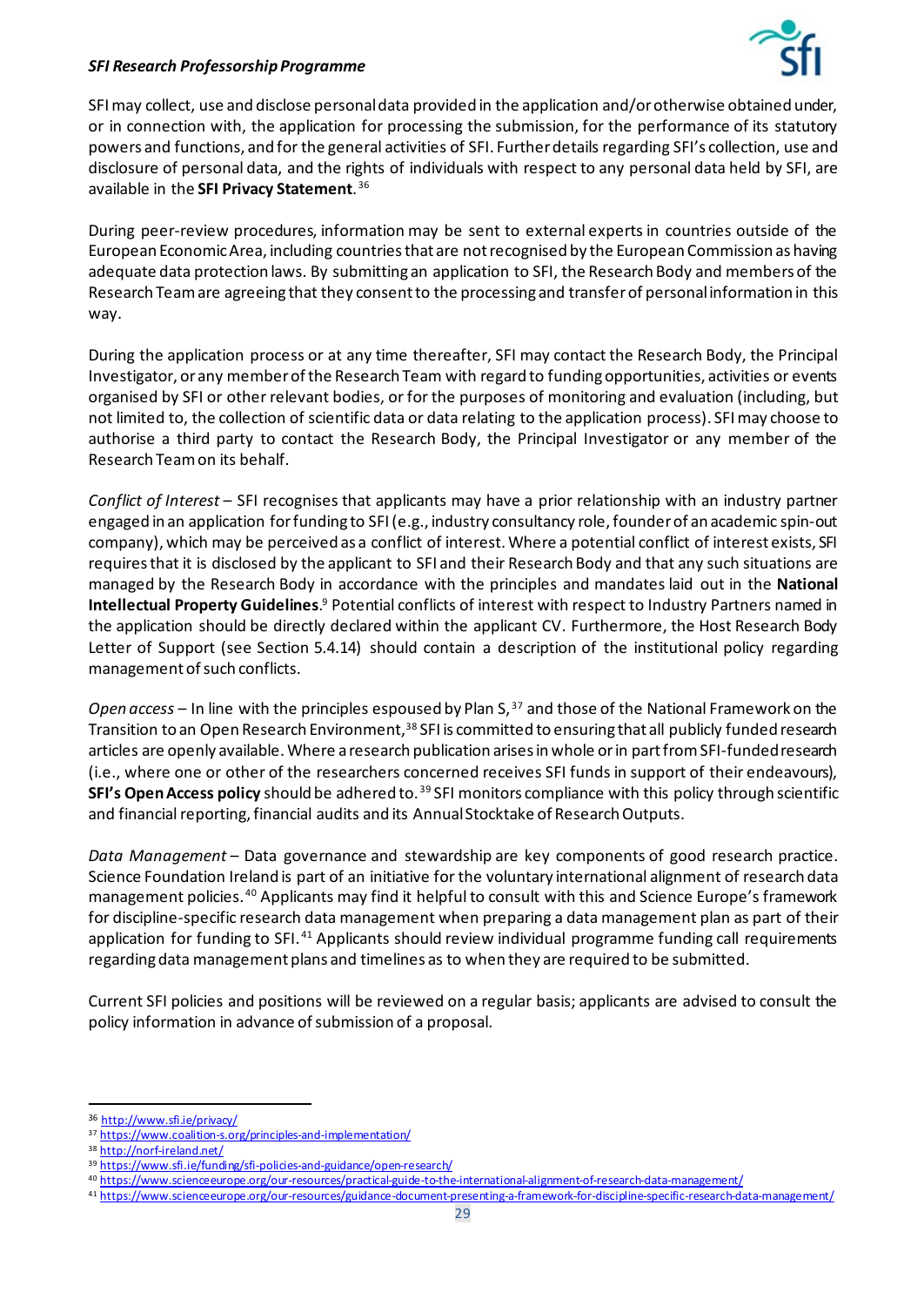SFI may collect, use and disclose personal data provided in the application and/or otherwise obtained under, or in connection with, the application for processing the submission, for the performance of its statutory powers and functions, and for the general activities of SFI. Further details regarding SFI's collection, use and disclosure of personal data, and the rights of individuals with respect to any personal data held by SFI, are available in the **SFI Privacy Statement**.[36]

During peer-review procedures, information may be sent to external experts in countries outside of the European Economic Area, including countries that are not recognised by the European Commission as having adequate data protection laws. By submitting an application to SFI, the Research Body and members of the Research Team are agreeing that they consent to the processing and transfer of personal information in this way.

During the application process or at any time thereafter, SFI may contact the Research Body, the Principal Investigator, or any member of the Research Team with regard to funding opportunities, activities or events organised by SFI or other relevant bodies, or for the purposes of monitoring and evaluation (including, but not limited to, the collection of scientific data or data relating to the application process). SFI may choose to authorise a third party to contact the Research Body, the Principal Investigator or any member of the Research Team on its behalf.

*Conflict of Interest* – SFI recognises that applicants may have a prior relationship with an industry partner engaged in an application for funding to SFI (e.g., industry consultancy role, founder of an academic spin-out company), which may be perceived as a conflict of interest. Where a potential conflict of interest exists, SFI requires that it is disclosed by the applicant to SFI and their Research Body and that any such situations are managed by the Research Body in accordance with the principles and mandates laid out in the **National Intellectual Property Guidelines**.[9] Potential conflicts of interest with respect to Industry Partners named in the application should be directly declared within the applicant CV. Furthermore, the Host Research Body Letter of Support (see Section 5.4.14) should contain a description of the institutional policy regarding management of such conflicts.

*Open access* – In line with the principles espoused by Plan S,[37] and those of the National Framework on the Transition to an Open Research Environment,[38] SFI is committed to ensuring that all publicly funded research articles are openly available. Where a research publication arises in whole or in part from SFI-funded research (i.e., where one or other of the researchers concerned receives SFI funds in support of their endeavours), **SFI's Open Access policy** should be adhered to.[39] SFI monitors compliance with this policy through scientific and financial reporting, financial audits and its Annual Stocktake of Research Outputs.

*Data Management* – Data governance and stewardship are key components of good research practice. Science Foundation Ireland is part of an initiative for the voluntary international alignment of research data management policies.[40] Applicants may find it helpful to consult with this and Science Europe's framework for discipline-specific research data management when preparing a data management plan as part of their application for funding to SFI.[41] Applicants should review individual programme funding call requirements regarding data management plans and timelines as to when they are required to be submitted.

Current SFI policies and positions will be reviewed on a regular basis; applicants are advised to consult the policy information in advance of submission of a proposal.

---

[36] http://www.sfi.ie/privacy/

[37] https://www.coalition-s.org/principles-and-implementation/

[38] http://norf-ireland.net/

[39] https://www.sfi.ie/funding/sfi-policies-and-guidance/open-research/

[40] https://www.scienceeurope.org/our-resources/practical-guide-to-the-international-alignment-of-research-data-management/

[41] https://www.scienceeurope.org/our-resources/guidance-document-presenting-a-framework-for-discipline-specific-research-data-management/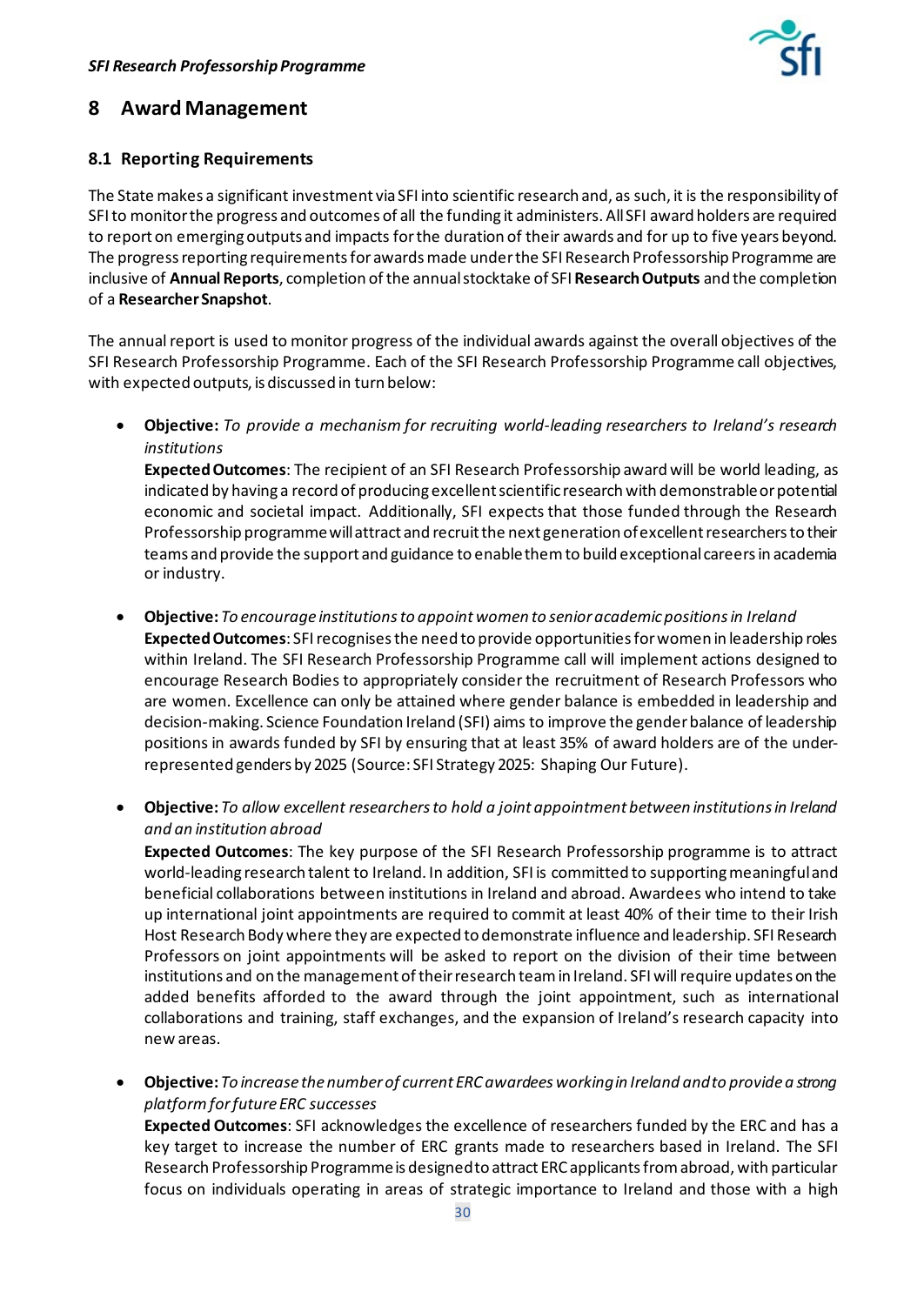## 8 Award Management

### 8.1 Reporting Requirements

The State makes a significant investment via SFI into scientific research and, as such, it is the responsibility of SFI to monitor the progress and outcomes of all the funding it administers. All SFI award holders are required to report on emerging outputs and impacts for the duration of their awards and for up to five years beyond. The progress reporting requirements for awards made under the SFI Research Professorship Programme are inclusive of **Annual Reports**, completion of the annual stocktake of SFI **Research Outputs** and the completion of a **Researcher Snapshot**.

The annual report is used to monitor progress of the individual awards against the overall objectives of the SFI Research Professorship Programme. Each of the SFI Research Professorship Programme call objectives, with expected outputs, is discussed in turn below:

- **Objective:** *To provide a mechanism for recruiting world-leading researchers to Ireland's research institutions*
  **Expected Outcomes**: The recipient of an SFI Research Professorship award will be world leading, as indicated by having a record of producing excellent scientific research with demonstrable or potential economic and societal impact. Additionally, SFI expects that those funded through the Research Professorship programme will attract and recruit the next generation of excellent researchers to their teams and provide the support and guidance to enable them to build exceptional careers in academia or industry.

- **Objective:** *To encourage institutions to appoint women to senior academic positions in Ireland*
  **Expected Outcomes**: SFI recognises the need to provide opportunities for women in leadership roles within Ireland. The SFI Research Professorship Programme call will implement actions designed to encourage Research Bodies to appropriately consider the recruitment of Research Professors who are women. Excellence can only be attained where gender balance is embedded in leadership and decision-making. Science Foundation Ireland (SFI) aims to improve the gender balance of leadership positions in awards funded by SFI by ensuring that at least 35% of award holders are of the under-represented genders by 2025 (Source: SFI Strategy 2025: Shaping Our Future).

- **Objective:** *To allow excellent researchers to hold a joint appointment between institutions in Ireland and an institution abroad*
  **Expected Outcomes**: The key purpose of the SFI Research Professorship programme is to attract world-leading research talent to Ireland. In addition, SFI is committed to supporting meaningful and beneficial collaborations between institutions in Ireland and abroad. Awardees who intend to take up international joint appointments are required to commit at least 40% of their time to their Irish Host Research Body where they are expected to demonstrate influence and leadership. SFI Research Professors on joint appointments will be asked to report on the division of their time between institutions and on the management of their research team in Ireland. SFI will require updates on the added benefits afforded to the award through the joint appointment, such as international collaborations and training, staff exchanges, and the expansion of Ireland's research capacity into new areas.

- **Objective:** *To increase the number of current ERC awardees working in Ireland and to provide a strong platform for future ERC successes*
  **Expected Outcomes**: SFI acknowledges the excellence of researchers funded by the ERC and has a key target to increase the number of ERC grants made to researchers based in Ireland. The SFI Research Professorship Programme is designed to attract ERC applicants from abroad, with particular focus on individuals operating in areas of strategic importance to Ireland and those with a high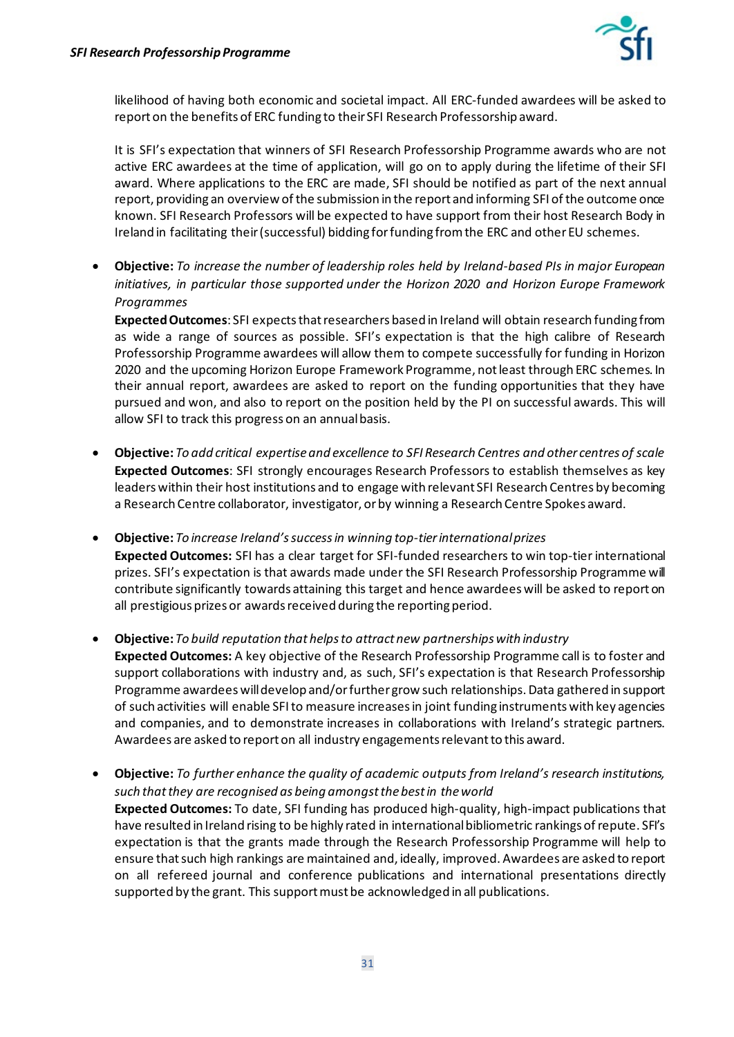likelihood of having both economic and societal impact. All ERC-funded awardees will be asked to report on the benefits of ERC funding to their SFI Research Professorship award.

It is SFI's expectation that winners of SFI Research Professorship Programme awards who are not active ERC awardees at the time of application, will go on to apply during the lifetime of their SFI award. Where applications to the ERC are made, SFI should be notified as part of the next annual report, providing an overview of the submission in the report and informing SFI of the outcome once known. SFI Research Professors will be expected to have support from their host Research Body in Ireland in facilitating their (successful) bidding for funding from the ERC and other EU schemes.

- **Objective:** *To increase the number of leadership roles held by Ireland-based PIs in major European initiatives, in particular those supported under the Horizon 2020 and Horizon Europe Framework Programmes*
  **Expected Outcomes**: SFI expects that researchers based in Ireland will obtain research funding from as wide a range of sources as possible. SFI's expectation is that the high calibre of Research Professorship Programme awardees will allow them to compete successfully for funding in Horizon 2020 and the upcoming Horizon Europe Framework Programme, not least through ERC schemes. In their annual report, awardees are asked to report on the funding opportunities that they have pursued and won, and also to report on the position held by the PI on successful awards. This will allow SFI to track this progress on an annual basis.

- **Objective:** *To add critical expertise and excellence to SFI Research Centres and other centres of scale*
  **Expected Outcomes**: SFI strongly encourages Research Professors to establish themselves as key leaders within their host institutions and to engage with relevant SFI Research Centres by becoming a Research Centre collaborator, investigator, or by winning a Research Centre Spokes award.

- **Objective:** *To increase Ireland's success in winning top-tier international prizes*
  **Expected Outcomes:** SFI has a clear target for SFI-funded researchers to win top-tier international prizes. SFI's expectation is that awards made under the SFI Research Professorship Programme will contribute significantly towards attaining this target and hence awardees will be asked to report on all prestigious prizes or awards received during the reporting period.

- **Objective:** *To build reputation that helps to attract new partnerships with industry*
  **Expected Outcomes:** A key objective of the Research Professorship Programme call is to foster and support collaborations with industry and, as such, SFI's expectation is that Research Professorship Programme awardees will develop and/or further grow such relationships. Data gathered in support of such activities will enable SFI to measure increases in joint funding instruments with key agencies and companies, and to demonstrate increases in collaborations with Ireland's strategic partners. Awardees are asked to report on all industry engagements relevant to this award.

- **Objective:** *To further enhance the quality of academic outputs from Ireland's research institutions, such that they are recognised as being amongst the best in the world*
  **Expected Outcomes:** To date, SFI funding has produced high-quality, high-impact publications that have resulted in Ireland rising to be highly rated in international bibliometric rankings of repute. SFI's expectation is that the grants made through the Research Professorship Programme will help to ensure that such high rankings are maintained and, ideally, improved. Awardees are asked to report on all refereed journal and conference publications and international presentations directly supported by the grant. This support must be acknowledged in all publications.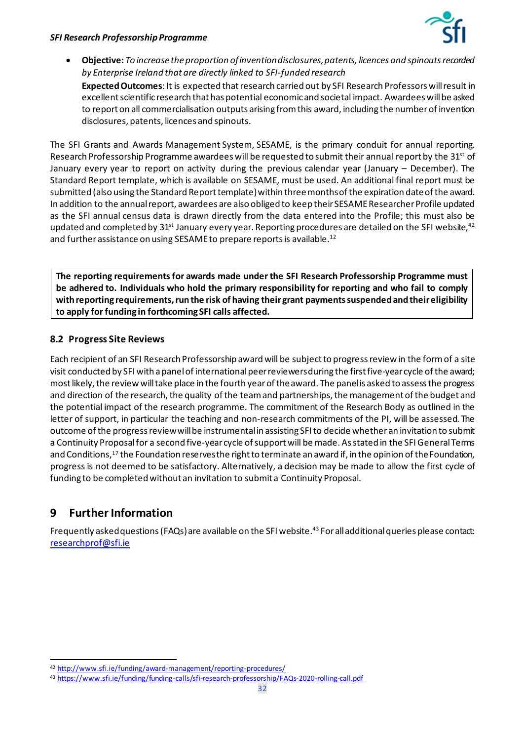- **Objective:** *To increase the proportion of invention disclosures, patents, licences and spinouts recorded by Enterprise Ireland that are directly linked to SFI-funded research*

  **Expected Outcomes**: It is expected that research carried out by SFI Research Professors will result in excellent scientific research that has potential economic and societal impact. Awardees will be asked to report on all commercialisation outputs arising from this award, including the number of invention disclosures, patents, licences and spinouts.

The SFI Grants and Awards Management System, SESAME, is the primary conduit for annual reporting. Research Professorship Programme awardees will be requested to submit their annual report by the 31st of January every year to report on activity during the previous calendar year (January – December). The Standard Report template, which is available on SESAME, must be used. An additional final report must be submitted (also using the Standard Report template) within three months of the expiration date of the award. In addition to the annual report, awardees are also obliged to keep their SESAME Researcher Profile updated as the SFI annual census data is drawn directly from the data entered into the Profile; this must also be updated and completed by 31st January every year. Reporting procedures are detailed on the SFI website,[42] and further assistance on using SESAME to prepare reports is available.[12]

**The reporting requirements for awards made under the SFI Research Professorship Programme must be adhered to. Individuals who hold the primary responsibility for reporting and who fail to comply with reporting requirements, run the risk of having their grant payments suspended and their eligibility to apply for funding in forthcoming SFI calls affected.**

### 8.2 Progress Site Reviews

Each recipient of an SFI Research Professorship award will be subject to progress review in the form of a site visit conducted by SFI with a panel of international peer reviewers during the first five-year cycle of the award; most likely, the review will take place in the fourth year of the award. The panel is asked to assess the progress and direction of the research, the quality of the team and partnerships, the management of the budget and the potential impact of the research programme. The commitment of the Research Body as outlined in the letter of support, in particular the teaching and non-research commitments of the PI, will be assessed. The outcome of the progress review will be instrumental in assisting SFI to decide whether an invitation to submit a Continuity Proposal for a second five-year cycle of support will be made. As stated in the SFI General Terms and Conditions,[17] the Foundation reserves the right to terminate an award if, in the opinion of the Foundation, progress is not deemed to be satisfactory. Alternatively, a decision may be made to allow the first cycle of funding to be completed without an invitation to submit a Continuity Proposal.

## 9 Further Information

Frequently asked questions (FAQs) are available on the SFI website.[43] For all additional queries please contact: researchprof@sfi.ie

---

[42] http://www.sfi.ie/funding/award-management/reporting-procedures/

[43] https://www.sfi.ie/funding/funding-calls/sfi-research-professorship/FAQs-2020-rolling-call.pdf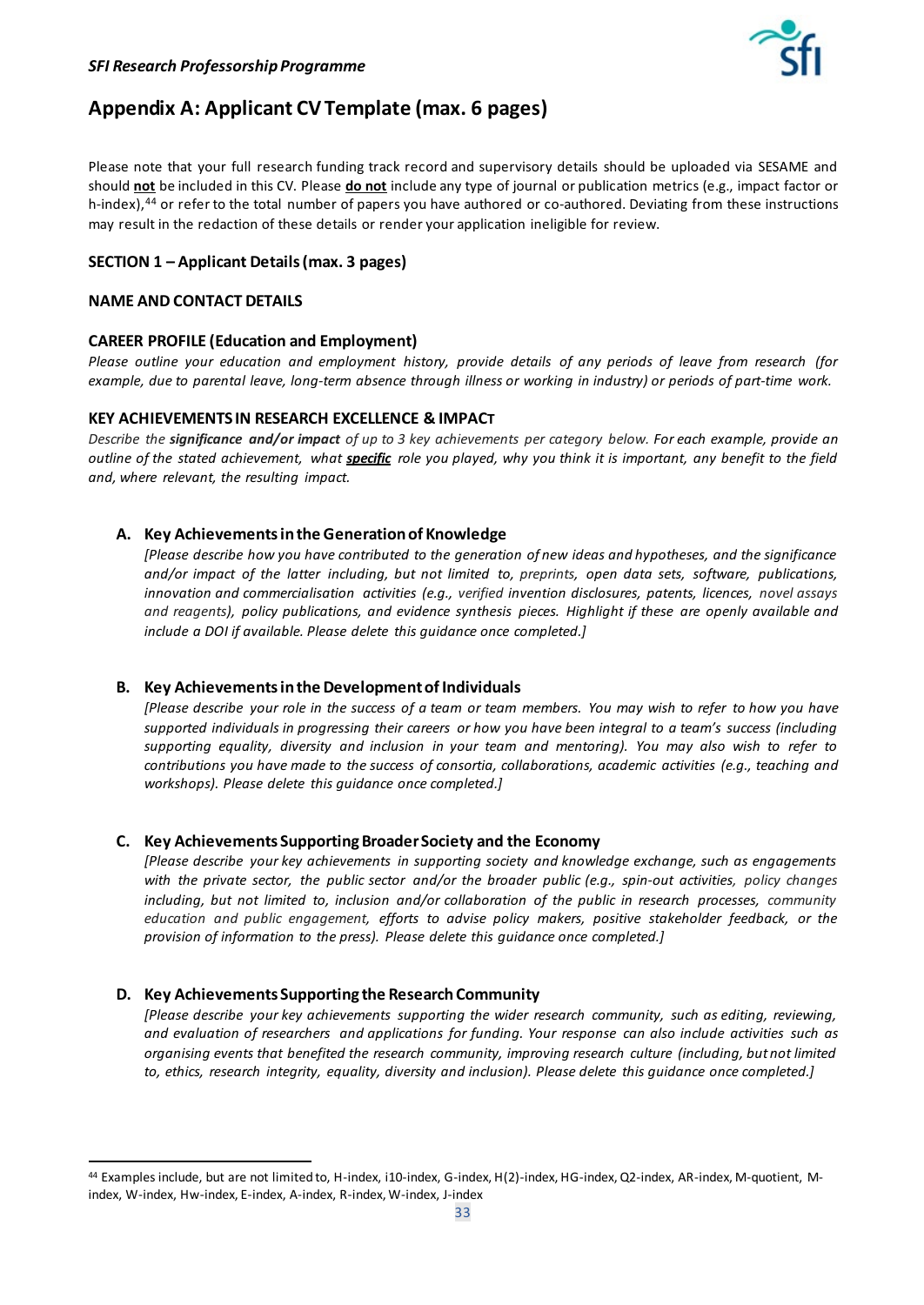## Appendix A: Applicant CV Template (max. 6 pages)

Please note that your full research funding track record and supervisory details should be uploaded via SESAME and should **not** be included in this CV. Please **do not** include any type of journal or publication metrics (e.g., impact factor or h-index),[44] or refer to the total number of papers you have authored or co-authored. Deviating from these instructions may result in the redaction of these details or render your application ineligible for review.

### SECTION 1 – Applicant Details (max. 3 pages)

### NAME AND CONTACT DETAILS

### CAREER PROFILE (Education and Employment)

*Please outline your education and employment history, provide details of any periods of leave from research (for example, due to parental leave, long-term absence through illness or working in industry) or periods of part-time work.*

### KEY ACHIEVEMENTS IN RESEARCH EXCELLENCE & IMPACT

*Describe the **significance and/or impact** of up to 3 key achievements per category below. For each example, provide an outline of the stated achievement, what **specific** role you played, why you think it is important, any benefit to the field and, where relevant, the resulting impact.*

**A. Key Achievements in the Generation of Knowledge**

*[Please describe how you have contributed to the generation of new ideas and hypotheses, and the significance and/or impact of the latter including, but not limited to, preprints, open data sets, software, publications, innovation and commercialisation activities (e.g., verified invention disclosures, patents, licences, novel assays and reagents), policy publications, and evidence synthesis pieces. Highlight if these are openly available and include a DOI if available. Please delete this guidance once completed.]*

**B. Key Achievements in the Development of Individuals**

*[Please describe your role in the success of a team or team members. You may wish to refer to how you have supported individuals in progressing their careers or how you have been integral to a team's success (including supporting equality, diversity and inclusion in your team and mentoring). You may also wish to refer to contributions you have made to the success of consortia, collaborations, academic activities (e.g., teaching and workshops). Please delete this guidance once completed.]*

**C. Key Achievements Supporting Broader Society and the Economy**

*[Please describe your key achievements in supporting society and knowledge exchange, such as engagements with the private sector, the public sector and/or the broader public (e.g., spin-out activities, policy changes including, but not limited to, inclusion and/or collaboration of the public in research processes, community education and public engagement, efforts to advise policy makers, positive stakeholder feedback, or the provision of information to the press). Please delete this guidance once completed.]*

**D. Key Achievements Supporting the Research Community**

*[Please describe your key achievements supporting the wider research community, such as editing, reviewing, and evaluation of researchers and applications for funding. Your response can also include activities such as organising events that benefited the research community, improving research culture (including, but not limited to, ethics, research integrity, equality, diversity and inclusion). Please delete this guidance once completed.]*

---

[44] Examples include, but are not limited to, H-index, i10-index, G-index, H(2)-index, HG-index, Q2-index, AR-index, M-quotient, M-index, W-index, Hw-index, E-index, A-index, R-index, W-index, J-index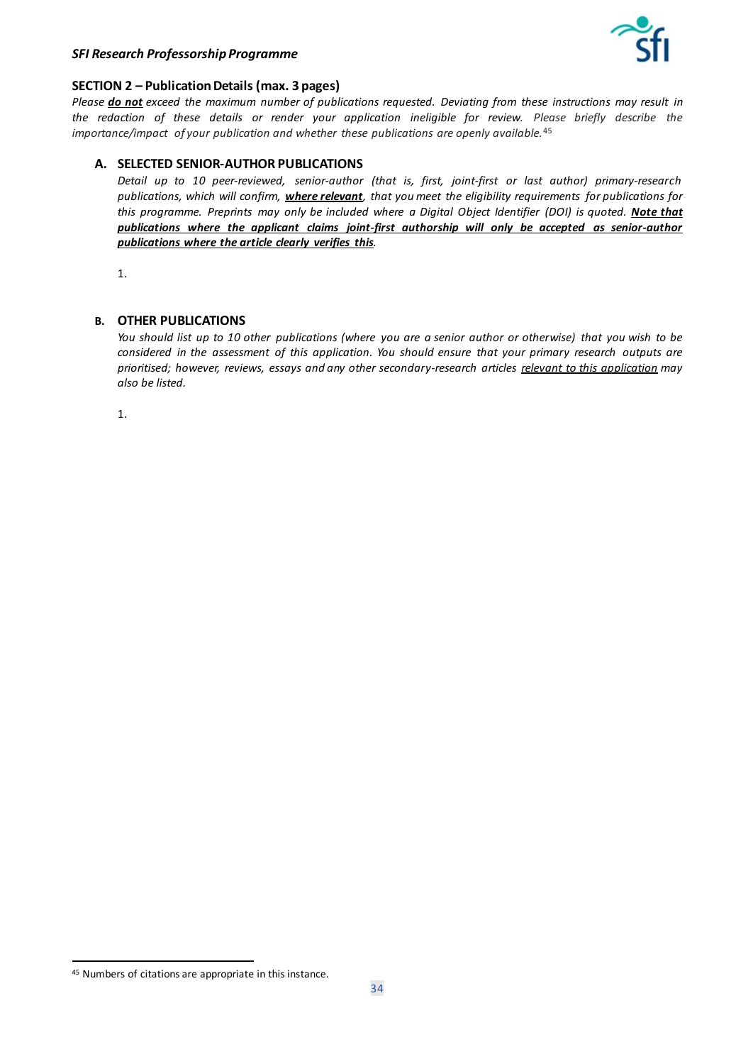## SECTION 2 – Publication Details (max. 3 pages)

*Please **do not** exceed the maximum number of publications requested. Deviating from these instructions may result in the redaction of these details or render your application ineligible for review. Please briefly describe the importance/impact of your publication and whether these publications are openly available.*[45]

### A. SELECTED SENIOR-AUTHOR PUBLICATIONS

*Detail up to 10 peer-reviewed, senior-author (that is, first, joint-first or last author) primary-research publications, which will confirm, **where relevant**, that you meet the eligibility requirements for publications for this programme. Preprints may only be included where a Digital Object Identifier (DOI) is quoted. **Note that publications where the applicant claims joint-first authorship will only be accepted as senior-author publications where the article clearly verifies this**.*

1.

### B. OTHER PUBLICATIONS

*You should list up to 10 other publications (where you are a senior author or otherwise) that you wish to be considered in the assessment of this application. You should ensure that your primary research outputs are prioritised; however, reviews, essays and any other secondary-research articles relevant to this application may also be listed.*

1.

[45] Numbers of citations are appropriate in this instance.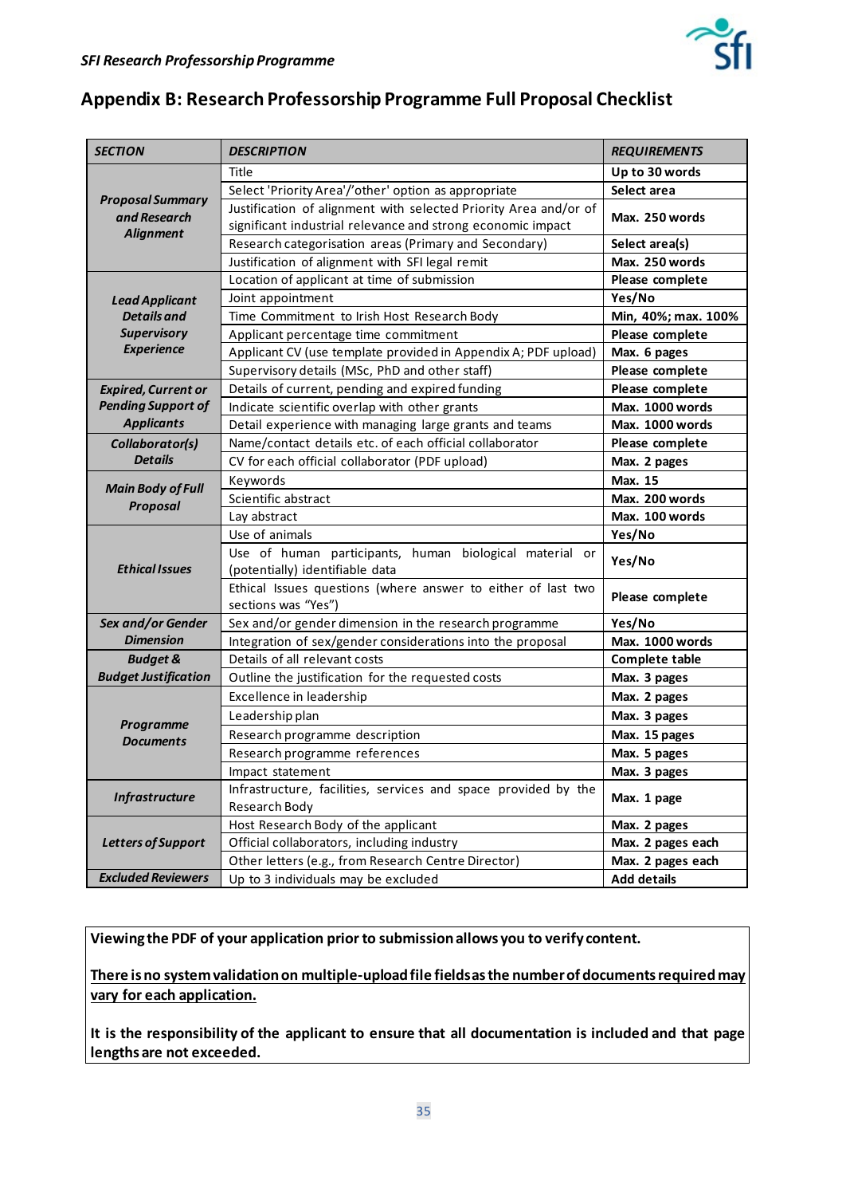## Appendix B: Research Professorship Programme Full Proposal Checklist

| ***SECTION*** | ***DESCRIPTION*** | ***REQUIREMENTS*** |
|---|---|---|
| ***Proposal Summary and Research Alignment*** | Title | **Up to 30 words** |
| | Select 'Priority Area'/'other' option as appropriate | **Select area** |
| | Justification of alignment with selected Priority Area and/or of significant industrial relevance and strong economic impact | **Max. 250 words** |
| | Research categorisation areas (Primary and Secondary) | **Select area(s)** |
| | Justification of alignment with SFI legal remit | **Max. 250 words** |
| ***Lead Applicant Details and Supervisory Experience*** | Location of applicant at time of submission | **Please complete** |
| | Joint appointment | **Yes/No** |
| | Time Commitment to Irish Host Research Body | **Min, 40%; max. 100%** |
| | Applicant percentage time commitment | **Please complete** |
| | Applicant CV (use template provided in Appendix A; PDF upload) | **Max. 6 pages** |
| | Supervisory details (MSc, PhD and other staff) | **Please complete** |
| ***Expired, Current or Pending Support of Applicants*** | Details of current, pending and expired funding | **Please complete** |
| | Indicate scientific overlap with other grants | **Max. 1000 words** |
| | Detail experience with managing large grants and teams | **Max. 1000 words** |
| ***Collaborator(s) Details*** | Name/contact details etc. of each official collaborator | **Please complete** |
| | CV for each official collaborator (PDF upload) | **Max. 2 pages** |
| ***Main Body of Full Proposal*** | Keywords | **Max. 15** |
| | Scientific abstract | **Max. 200 words** |
| | Lay abstract | **Max. 100 words** |
| ***Ethical Issues*** | Use of animals | **Yes/No** |
| | Use of human participants, human biological material or (potentially) identifiable data | **Yes/No** |
| | Ethical Issues questions (where answer to either of last two sections was "Yes") | **Please complete** |
| ***Sex and/or Gender Dimension*** | Sex and/or gender dimension in the research programme | **Yes/No** |
| | Integration of sex/gender considerations into the proposal | **Max. 1000 words** |
| ***Budget & Budget Justification*** | Details of all relevant costs | **Complete table** |
| | Outline the justification for the requested costs | **Max. 3 pages** |
| ***Programme Documents*** | Excellence in leadership | **Max. 2 pages** |
| | Leadership plan | **Max. 3 pages** |
| | Research programme description | **Max. 15 pages** |
| | Research programme references | **Max. 5 pages** |
| | Impact statement | **Max. 3 pages** |
| ***Infrastructure*** | Infrastructure, facilities, services and space provided by the Research Body | **Max. 1 page** |
| ***Letters of Support*** | Host Research Body of the applicant | **Max. 2 pages** |
| | Official collaborators, including industry | **Max. 2 pages each** |
| | Other letters (e.g., from Research Centre Director) | **Max. 2 pages each** |
| ***Excluded Reviewers*** | Up to 3 individuals may be excluded | **Add details** |

**Viewing the PDF of your application prior to submission allows you to verify content.**

**<u>There is no system validation on multiple-upload file fields as the number of documents required may vary for each application.</u>**

**It is the responsibility of the applicant to ensure that all documentation is included and that page lengths are not exceeded.**